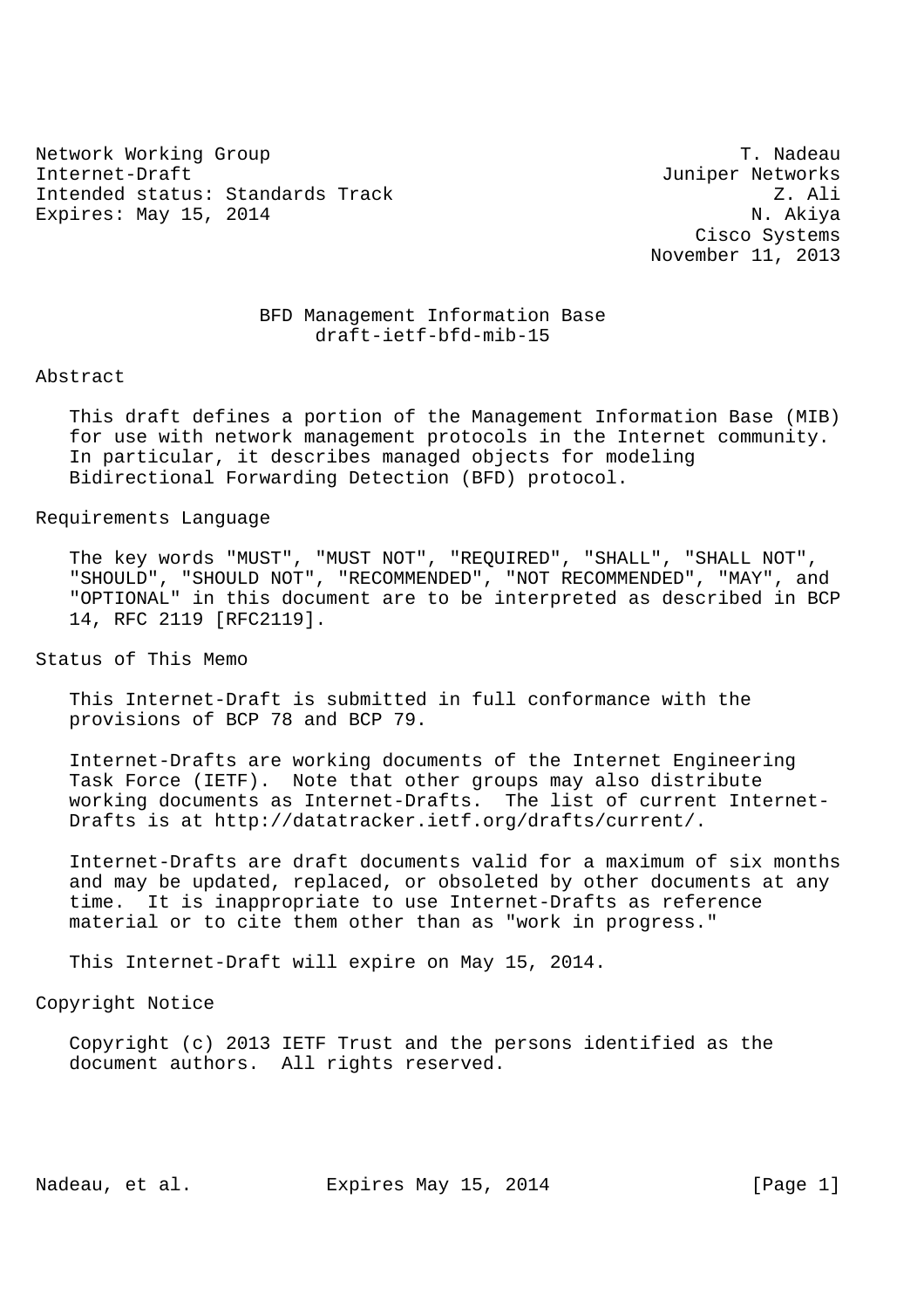Network Working Group  
Internet-Draft  
Intended status: Standards Track  
Expires: May 15, 2014

T. Nadeau  
Juniper Networks  
Z. Ali  
N. Akiya  
Cisco Systems  
November 11, 2013

# BFD Management Information Base
draft-ietf-bfd-mib-15

## Abstract

This draft defines a portion of the Management Information Base (MIB) for use with network management protocols in the Internet community. In particular, it describes managed objects for modeling Bidirectional Forwarding Detection (BFD) protocol.

## Requirements Language

The key words "MUST", "MUST NOT", "REQUIRED", "SHALL", "SHALL NOT", "SHOULD", "SHOULD NOT", "RECOMMENDED", "NOT RECOMMENDED", "MAY", and "OPTIONAL" in this document are to be interpreted as described in BCP 14, RFC 2119 [RFC2119].

## Status of This Memo

This Internet-Draft is submitted in full conformance with the provisions of BCP 78 and BCP 79.

Internet-Drafts are working documents of the Internet Engineering Task Force (IETF). Note that other groups may also distribute working documents as Internet-Drafts. The list of current Internet-Drafts is at http://datatracker.ietf.org/drafts/current/.

Internet-Drafts are draft documents valid for a maximum of six months and may be updated, replaced, or obsoleted by other documents at any time. It is inappropriate to use Internet-Drafts as reference material or to cite them other than as "work in progress."

This Internet-Draft will expire on May 15, 2014.

## Copyright Notice

Copyright (c) 2013 IETF Trust and the persons identified as the document authors. All rights reserved.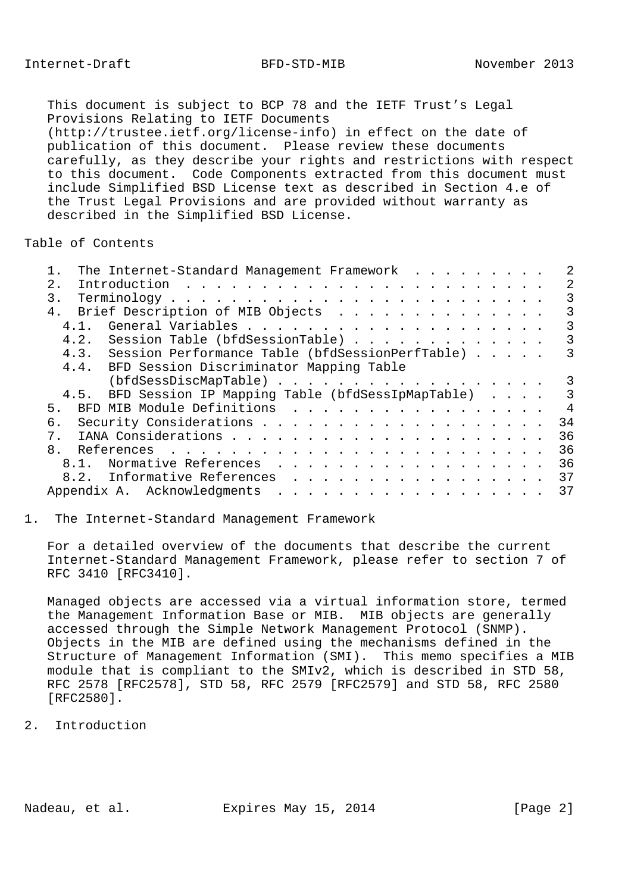This document is subject to BCP 78 and the IETF Trust's Legal Provisions Relating to IETF Documents (http://trustee.ietf.org/license-info) in effect on the date of publication of this document. Please review these documents carefully, as they describe your rights and restrictions with respect to this document. Code Components extracted from this document must include Simplified BSD License text as described in Section 4.e of the Trust Legal Provisions and are provided without warranty as described in the Simplified BSD License.

Table of Contents

```
   1.  The Internet-Standard Management Framework  . . . . . . . . .   2
   2.  Introduction  . . . . . . . . . . . . . . . . . . . . . . . .   2
   3.  Terminology . . . . . . . . . . . . . . . . . . . . . . . . .   3
   4.  Brief Description of MIB Objects  . . . . . . . . . . . . . .   3
     4.1.  General Variables . . . . . . . . . . . . . . . . . . . .   3
     4.2.  Session Table (bfdSessionTable) . . . . . . . . . . . . .   3
     4.3.  Session Performance Table (bfdSessionPerfTable) . . . . .   3
     4.4.  BFD Session Discriminator Mapping Table
           (bfdSessDiscMapTable) . . . . . . . . . . . . . . . . . .   3
     4.5.  BFD Session IP Mapping Table (bfdSessIpMapTable)  . . . .   3
   5.  BFD MIB Module Definitions  . . . . . . . . . . . . . . . . .   4
   6.  Security Considerations . . . . . . . . . . . . . . . . . . .  34
   7.  IANA Considerations . . . . . . . . . . . . . . . . . . . . .  36
   8.  References  . . . . . . . . . . . . . . . . . . . . . . . . .  36
     8.1.  Normative References  . . . . . . . . . . . . . . . . . .  36
     8.2.  Informative References  . . . . . . . . . . . . . . . . .  37
   Appendix A.  Acknowledgments  . . . . . . . . . . . . . . . . . .  37
```

## 1. The Internet-Standard Management Framework

For a detailed overview of the documents that describe the current Internet-Standard Management Framework, please refer to section 7 of RFC 3410 [RFC3410].

Managed objects are accessed via a virtual information store, termed the Management Information Base or MIB. MIB objects are generally accessed through the Simple Network Management Protocol (SNMP). Objects in the MIB are defined using the mechanisms defined in the Structure of Management Information (SMI). This memo specifies a MIB module that is compliant to the SMIv2, which is described in STD 58, RFC 2578 [RFC2578], STD 58, RFC 2579 [RFC2579] and STD 58, RFC 2580 [RFC2580].

## 2. Introduction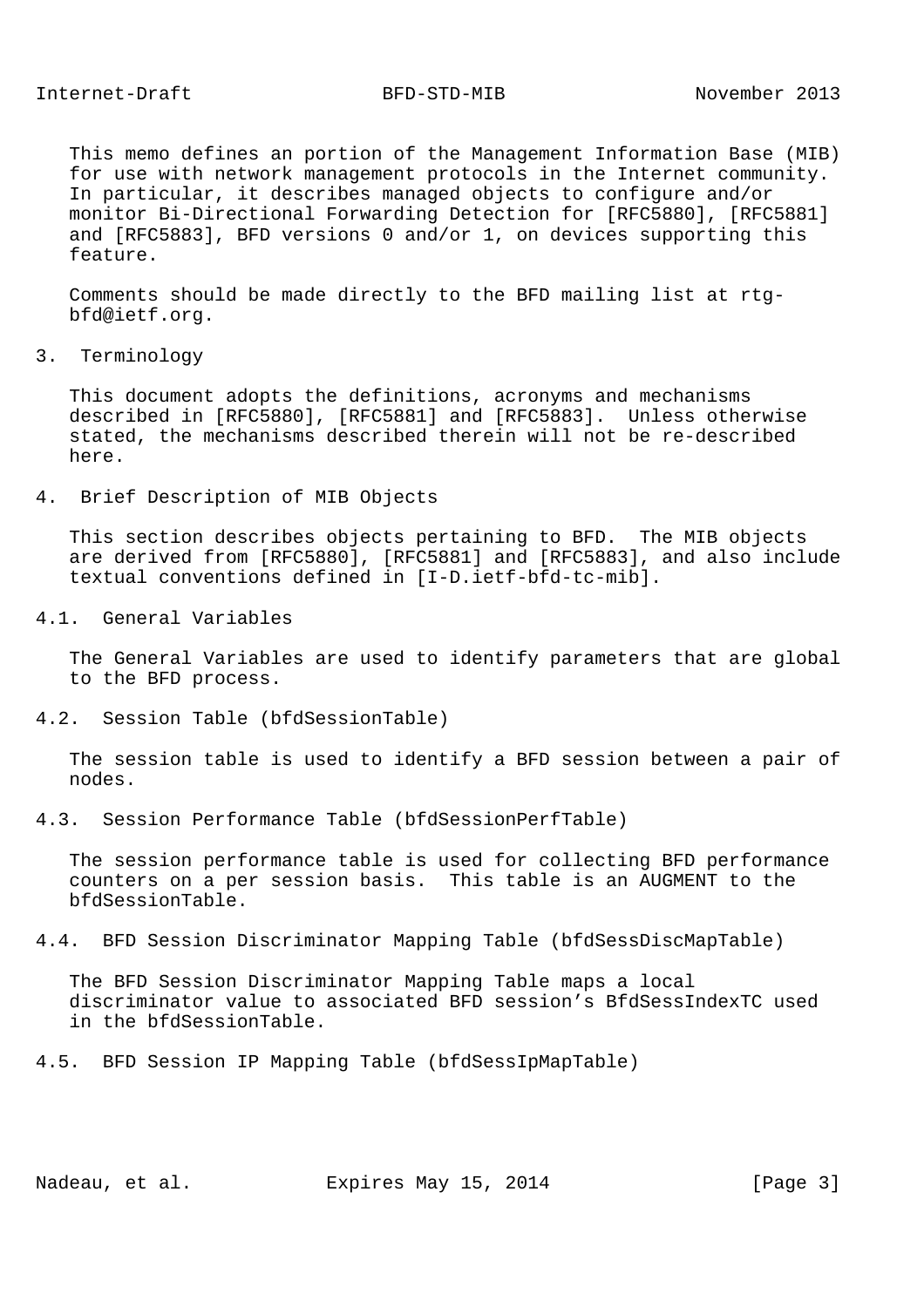This memo defines an portion of the Management Information Base (MIB) for use with network management protocols in the Internet community. In particular, it describes managed objects to configure and/or monitor Bi-Directional Forwarding Detection for [RFC5880], [RFC5881] and [RFC5883], BFD versions 0 and/or 1, on devices supporting this feature.

Comments should be made directly to the BFD mailing list at rtg-bfd@ietf.org.

## 3. Terminology

This document adopts the definitions, acronyms and mechanisms described in [RFC5880], [RFC5881] and [RFC5883]. Unless otherwise stated, the mechanisms described therein will not be re-described here.

## 4. Brief Description of MIB Objects

This section describes objects pertaining to BFD. The MIB objects are derived from [RFC5880], [RFC5881] and [RFC5883], and also include textual conventions defined in [I-D.ietf-bfd-tc-mib].

### 4.1. General Variables

The General Variables are used to identify parameters that are global to the BFD process.

### 4.2. Session Table (bfdSessionTable)

The session table is used to identify a BFD session between a pair of nodes.

### 4.3. Session Performance Table (bfdSessionPerfTable)

The session performance table is used for collecting BFD performance counters on a per session basis. This table is an AUGMENT to the bfdSessionTable.

### 4.4. BFD Session Discriminator Mapping Table (bfdSessDiscMapTable)

The BFD Session Discriminator Mapping Table maps a local discriminator value to associated BFD session’s BfdSessIndexTC used in the bfdSessionTable.

### 4.5. BFD Session IP Mapping Table (bfdSessIpMapTable)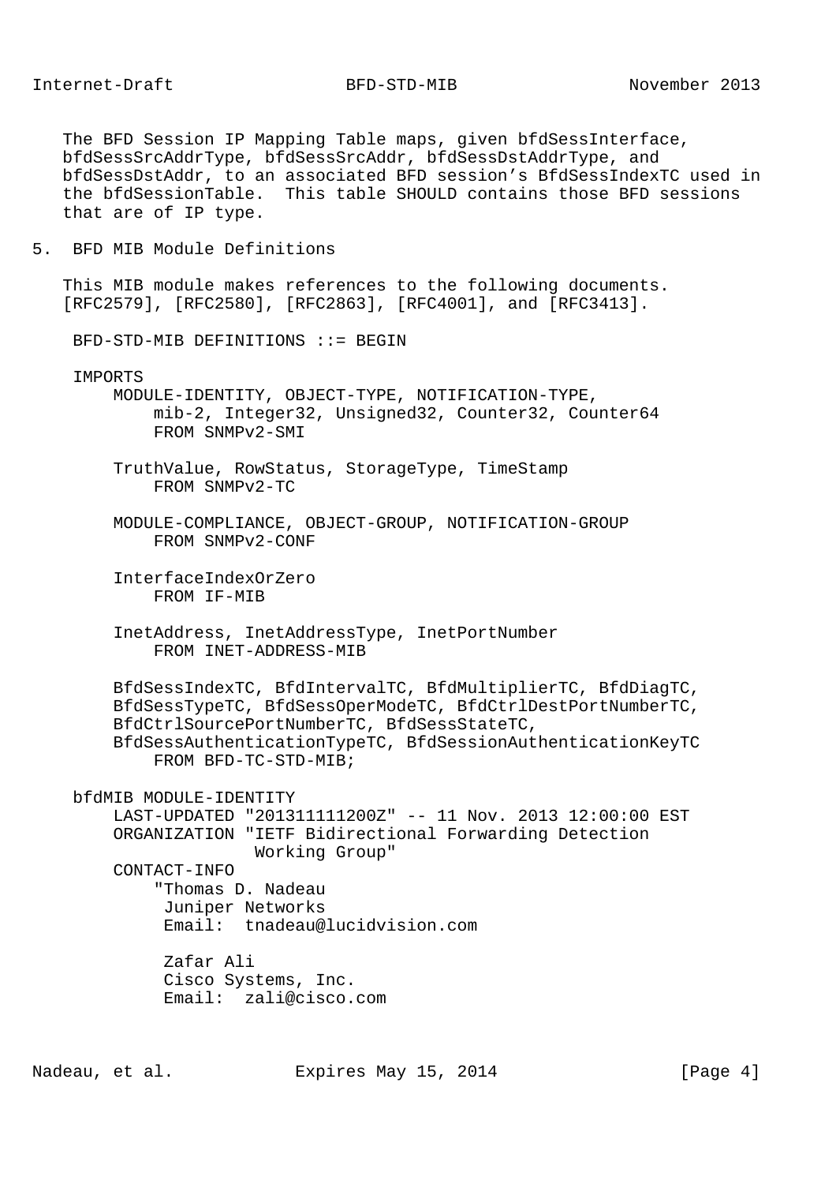The BFD Session IP Mapping Table maps, given bfdSessInterface, bfdSessSrcAddrType, bfdSessSrcAddr, bfdSessDstAddrType, and bfdSessDstAddr, to an associated BFD session's BfdSessIndexTC used in the bfdSessionTable. This table SHOULD contains those BFD sessions that are of IP type.

## 5. BFD MIB Module Definitions

This MIB module makes references to the following documents. [RFC2579], [RFC2580], [RFC2863], [RFC4001], and [RFC3413].

```
 BFD-STD-MIB DEFINITIONS ::= BEGIN

 IMPORTS
     MODULE-IDENTITY, OBJECT-TYPE, NOTIFICATION-TYPE,
         mib-2, Integer32, Unsigned32, Counter32, Counter64
         FROM SNMPv2-SMI

     TruthValue, RowStatus, StorageType, TimeStamp
         FROM SNMPv2-TC

     MODULE-COMPLIANCE, OBJECT-GROUP, NOTIFICATION-GROUP
         FROM SNMPv2-CONF

     InterfaceIndexOrZero
         FROM IF-MIB

     InetAddress, InetAddressType, InetPortNumber
         FROM INET-ADDRESS-MIB

     BfdSessIndexTC, BfdIntervalTC, BfdMultiplierTC, BfdDiagTC,
     BfdSessTypeTC, BfdSessOperModeTC, BfdCtrlDestPortNumberTC,
     BfdCtrlSourcePortNumberTC, BfdSessStateTC,
     BfdSessAuthenticationTypeTC, BfdSessionAuthenticationKeyTC
         FROM BFD-TC-STD-MIB;

 bfdMIB MODULE-IDENTITY
     LAST-UPDATED "201311111200Z" -- 11 Nov. 2013 12:00:00 EST
     ORGANIZATION "IETF Bidirectional Forwarding Detection
                   Working Group"
     CONTACT-INFO
         "Thomas D. Nadeau
          Juniper Networks
          Email:  tnadeau@lucidvision.com

          Zafar Ali
          Cisco Systems, Inc.
          Email:  zali@cisco.com
```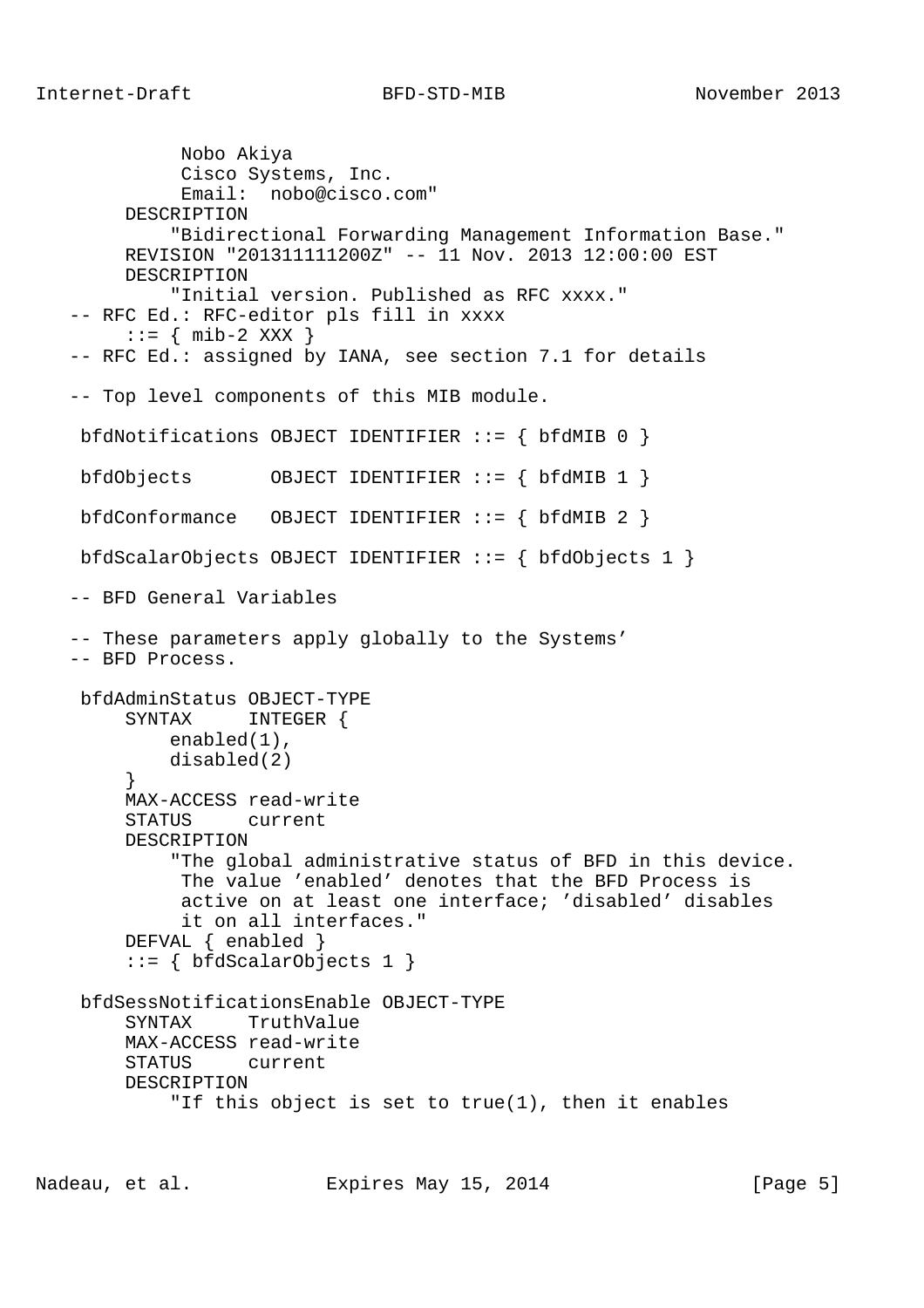```
            Nobo Akiya
            Cisco Systems, Inc.
            Email:  nobo@cisco.com"
       DESCRIPTION
           "Bidirectional Forwarding Management Information Base."
       REVISION "201311111200Z" -- 11 Nov. 2013 12:00:00 EST
       DESCRIPTION
           "Initial version. Published as RFC xxxx."
   -- RFC Ed.: RFC-editor pls fill in xxxx
       ::= { mib-2 XXX }
   -- RFC Ed.: assigned by IANA, see section 7.1 for details

   -- Top level components of this MIB module.

    bfdNotifications OBJECT IDENTIFIER ::= { bfdMIB 0 }

    bfdObjects       OBJECT IDENTIFIER ::= { bfdMIB 1 }

    bfdConformance   OBJECT IDENTIFIER ::= { bfdMIB 2 }

    bfdScalarObjects OBJECT IDENTIFIER ::= { bfdObjects 1 }

   -- BFD General Variables

   -- These parameters apply globally to the Systems'
   -- BFD Process.

    bfdAdminStatus OBJECT-TYPE
        SYNTAX     INTEGER {
            enabled(1),
            disabled(2)
        }
        MAX-ACCESS read-write
        STATUS     current
        DESCRIPTION
            "The global administrative status of BFD in this device.
             The value 'enabled' denotes that the BFD Process is
             active on at least one interface; 'disabled' disables
             it on all interfaces."
        DEFVAL { enabled }
        ::= { bfdScalarObjects 1 }

    bfdSessNotificationsEnable OBJECT-TYPE
        SYNTAX     TruthValue
        MAX-ACCESS read-write
        STATUS     current
        DESCRIPTION
            "If this object is set to true(1), then it enables
```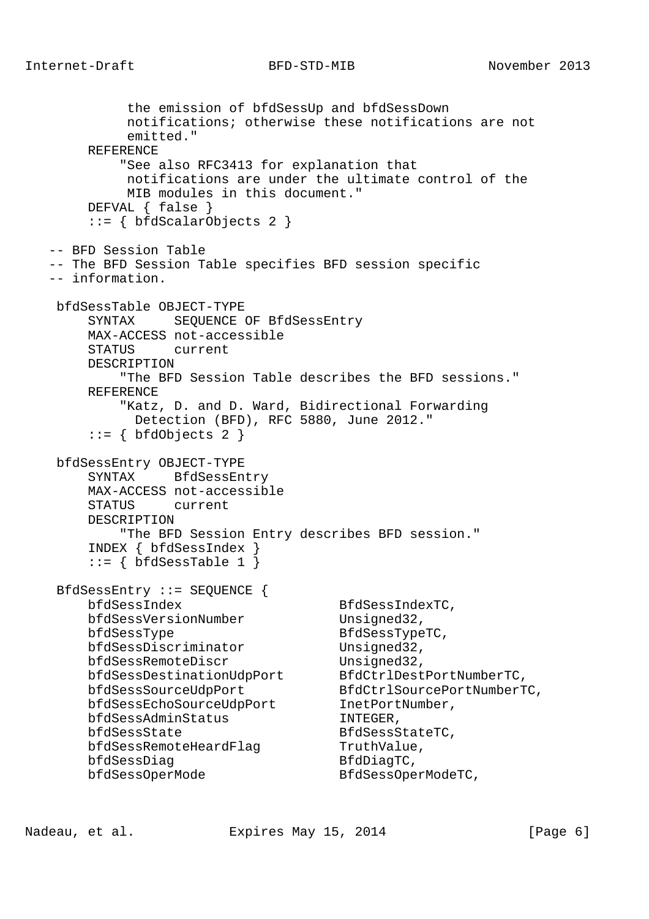```
           the emission of bfdSessUp and bfdSessDown
           notifications; otherwise these notifications are not
           emitted."
       REFERENCE
           "See also RFC3413 for explanation that
           notifications are under the ultimate control of the
           MIB modules in this document."
       DEFVAL { false }
       ::= { bfdScalarObjects 2 }

   -- BFD Session Table
   -- The BFD Session Table specifies BFD session specific
   -- information.

   bfdSessTable OBJECT-TYPE
       SYNTAX     SEQUENCE OF BfdSessEntry
       MAX-ACCESS not-accessible
       STATUS     current
       DESCRIPTION
           "The BFD Session Table describes the BFD sessions."
       REFERENCE
           "Katz, D. and D. Ward, Bidirectional Forwarding
             Detection (BFD), RFC 5880, June 2012."
       ::= { bfdObjects 2 }

   bfdSessEntry OBJECT-TYPE
       SYNTAX     BfdSessEntry
       MAX-ACCESS not-accessible
       STATUS     current
       DESCRIPTION
           "The BFD Session Entry describes BFD session."
       INDEX { bfdSessIndex }
       ::= { bfdSessTable 1 }

   BfdSessEntry ::= SEQUENCE {
       bfdSessIndex                  BfdSessIndexTC,
       bfdSessVersionNumber          Unsigned32,
       bfdSessType                   BfdSessTypeTC,
       bfdSessDiscriminator          Unsigned32,
       bfdSessRemoteDiscr            Unsigned32,
       bfdSessDestinationUdpPort     BfdCtrlDestPortNumberTC,
       bfdSessSourceUdpPort          BfdCtrlSourcePortNumberTC,
       bfdSessEchoSourceUdpPort      InetPortNumber,
       bfdSessAdminStatus            INTEGER,
       bfdSessState                  BfdSessStateTC,
       bfdSessRemoteHeardFlag        TruthValue,
       bfdSessDiag                   BfdDiagTC,
       bfdSessOperMode               BfdSessOperModeTC,
```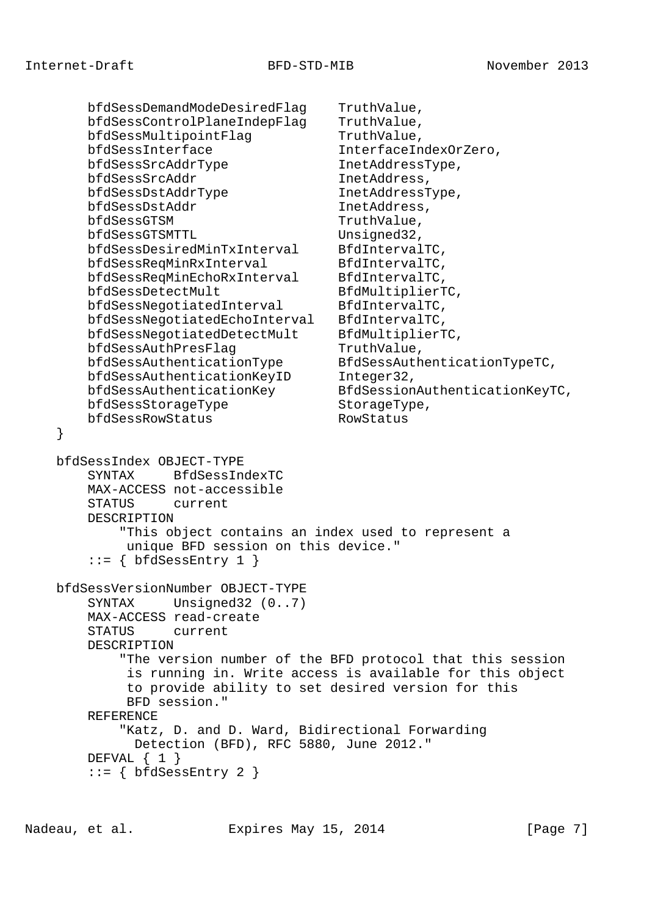```
       bfdSessDemandModeDesiredFlag    TruthValue,
       bfdSessControlPlaneIndepFlag    TruthValue,
       bfdSessMultipointFlag           TruthValue,
       bfdSessInterface                InterfaceIndexOrZero,
       bfdSessSrcAddrType              InetAddressType,
       bfdSessSrcAddr                  InetAddress,
       bfdSessDstAddrType              InetAddressType,
       bfdSessDstAddr                  InetAddress,
       bfdSessGTSM                     TruthValue,
       bfdSessGTSMTTL                  Unsigned32,
       bfdSessDesiredMinTxInterval     BfdIntervalTC,
       bfdSessReqMinRxInterval         BfdIntervalTC,
       bfdSessReqMinEchoRxInterval     BfdIntervalTC,
       bfdSessDetectMult               BfdMultiplierTC,
       bfdSessNegotiatedInterval       BfdIntervalTC,
       bfdSessNegotiatedEchoInterval   BfdIntervalTC,
       bfdSessNegotiatedDetectMult     BfdMultiplierTC,
       bfdSessAuthPresFlag             TruthValue,
       bfdSessAuthenticationType       BfdSessAuthenticationTypeTC,
       bfdSessAuthenticationKeyID      Integer32,
       bfdSessAuthenticationKey        BfdSessionAuthenticationKeyTC,
       bfdSessStorageType              StorageType,
       bfdSessRowStatus                RowStatus
   }

   bfdSessIndex OBJECT-TYPE
       SYNTAX     BfdSessIndexTC
       MAX-ACCESS not-accessible
       STATUS     current
       DESCRIPTION
           "This object contains an index used to represent a
            unique BFD session on this device."
       ::= { bfdSessEntry 1 }

   bfdSessVersionNumber OBJECT-TYPE
       SYNTAX     Unsigned32 (0..7)
       MAX-ACCESS read-create
       STATUS     current
       DESCRIPTION
           "The version number of the BFD protocol that this session
            is running in. Write access is available for this object
            to provide ability to set desired version for this
            BFD session."
       REFERENCE
           "Katz, D. and D. Ward, Bidirectional Forwarding
             Detection (BFD), RFC 5880, June 2012."
       DEFVAL { 1 }
       ::= { bfdSessEntry 2 }
```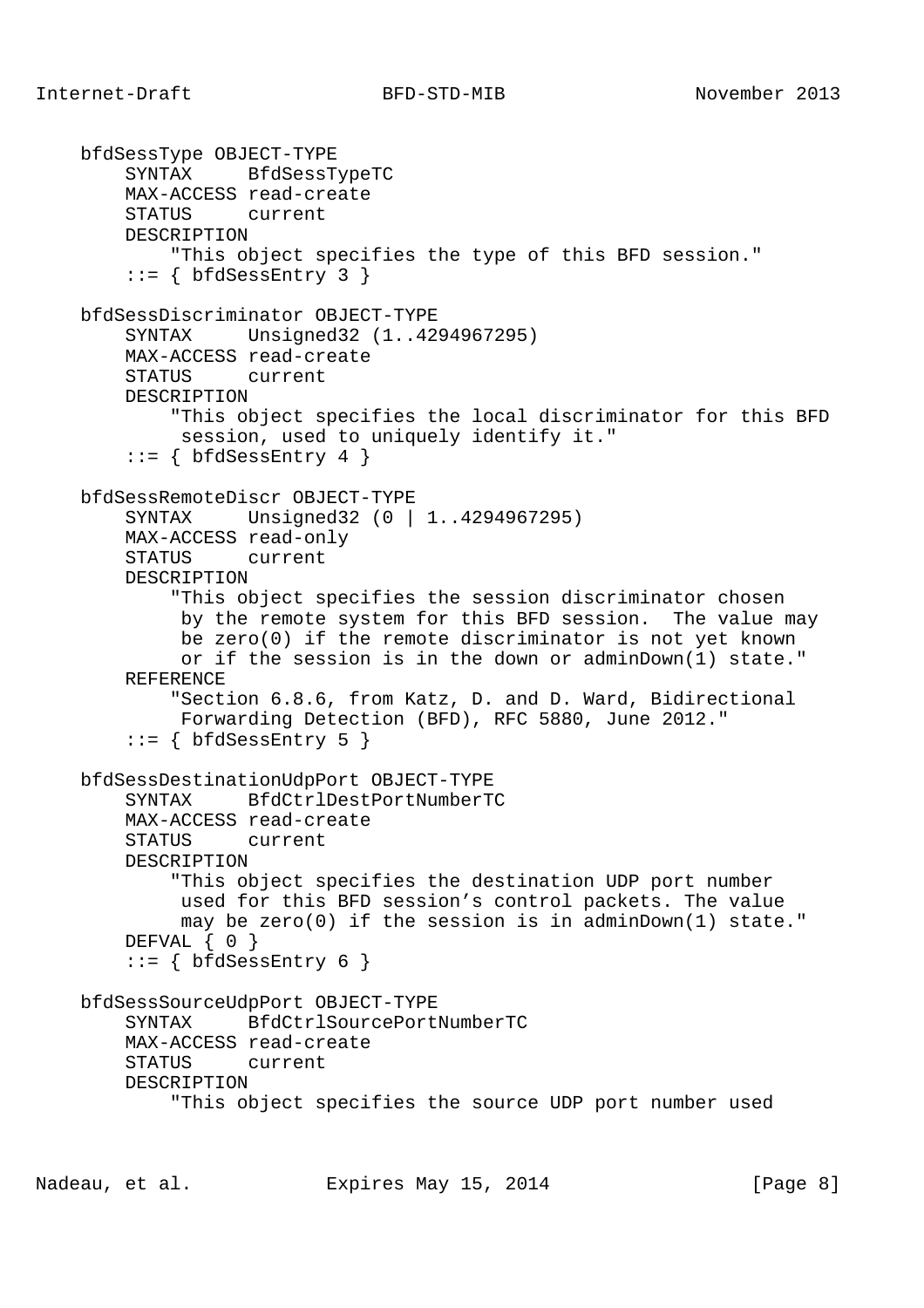```
    bfdSessType OBJECT-TYPE
        SYNTAX     BfdSessTypeTC
        MAX-ACCESS read-create
        STATUS     current
        DESCRIPTION
            "This object specifies the type of this BFD session."
        ::= { bfdSessEntry 3 }

    bfdSessDiscriminator OBJECT-TYPE
        SYNTAX     Unsigned32 (1..4294967295)
        MAX-ACCESS read-create
        STATUS     current
        DESCRIPTION
            "This object specifies the local discriminator for this BFD
             session, used to uniquely identify it."
        ::= { bfdSessEntry 4 }

    bfdSessRemoteDiscr OBJECT-TYPE
        SYNTAX     Unsigned32 (0 | 1..4294967295)
        MAX-ACCESS read-only
        STATUS     current
        DESCRIPTION
            "This object specifies the session discriminator chosen
             by the remote system for this BFD session.  The value may
             be zero(0) if the remote discriminator is not yet known
             or if the session is in the down or adminDown(1) state."
        REFERENCE
            "Section 6.8.6, from Katz, D. and D. Ward, Bidirectional
             Forwarding Detection (BFD), RFC 5880, June 2012."
        ::= { bfdSessEntry 5 }

    bfdSessDestinationUdpPort OBJECT-TYPE
        SYNTAX     BfdCtrlDestPortNumberTC
        MAX-ACCESS read-create
        STATUS     current
        DESCRIPTION
            "This object specifies the destination UDP port number
             used for this BFD session's control packets. The value
             may be zero(0) if the session is in adminDown(1) state."
        DEFVAL { 0 }
        ::= { bfdSessEntry 6 }

    bfdSessSourceUdpPort OBJECT-TYPE
        SYNTAX     BfdCtrlSourcePortNumberTC
        MAX-ACCESS read-create
        STATUS     current
        DESCRIPTION
            "This object specifies the source UDP port number used
```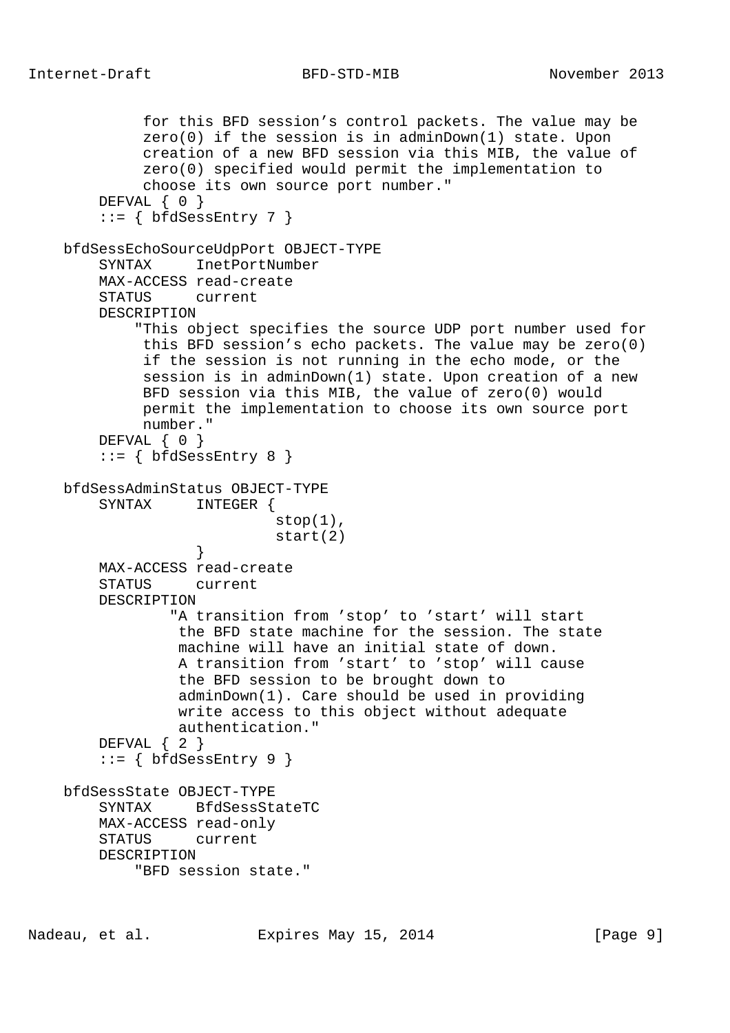```
            for this BFD session's control packets. The value may be
            zero(0) if the session is in adminDown(1) state. Upon
            creation of a new BFD session via this MIB, the value of
            zero(0) specified would permit the implementation to
            choose its own source port number."
        DEFVAL { 0 }
        ::= { bfdSessEntry 7 }

    bfdSessEchoSourceUdpPort OBJECT-TYPE
        SYNTAX     InetPortNumber
        MAX-ACCESS read-create
        STATUS     current
        DESCRIPTION
            "This object specifies the source UDP port number used for
             this BFD session's echo packets. The value may be zero(0)
             if the session is not running in the echo mode, or the
             session is in adminDown(1) state. Upon creation of a new
             BFD session via this MIB, the value of zero(0) would
             permit the implementation to choose its own source port
             number."
        DEFVAL { 0 }
        ::= { bfdSessEntry 8 }

    bfdSessAdminStatus OBJECT-TYPE
        SYNTAX     INTEGER {
                            stop(1),
                            start(2)
                   }
        MAX-ACCESS read-create
        STATUS     current
        DESCRIPTION
                "A transition from 'stop' to 'start' will start
                 the BFD state machine for the session. The state
                 machine will have an initial state of down.
                 A transition from 'start' to 'stop' will cause
                 the BFD session to be brought down to
                 adminDown(1). Care should be used in providing
                 write access to this object without adequate
                 authentication."
        DEFVAL { 2 }
        ::= { bfdSessEntry 9 }

    bfdSessState OBJECT-TYPE
        SYNTAX     BfdSessStateTC
        MAX-ACCESS read-only
        STATUS     current
        DESCRIPTION
            "BFD session state."
```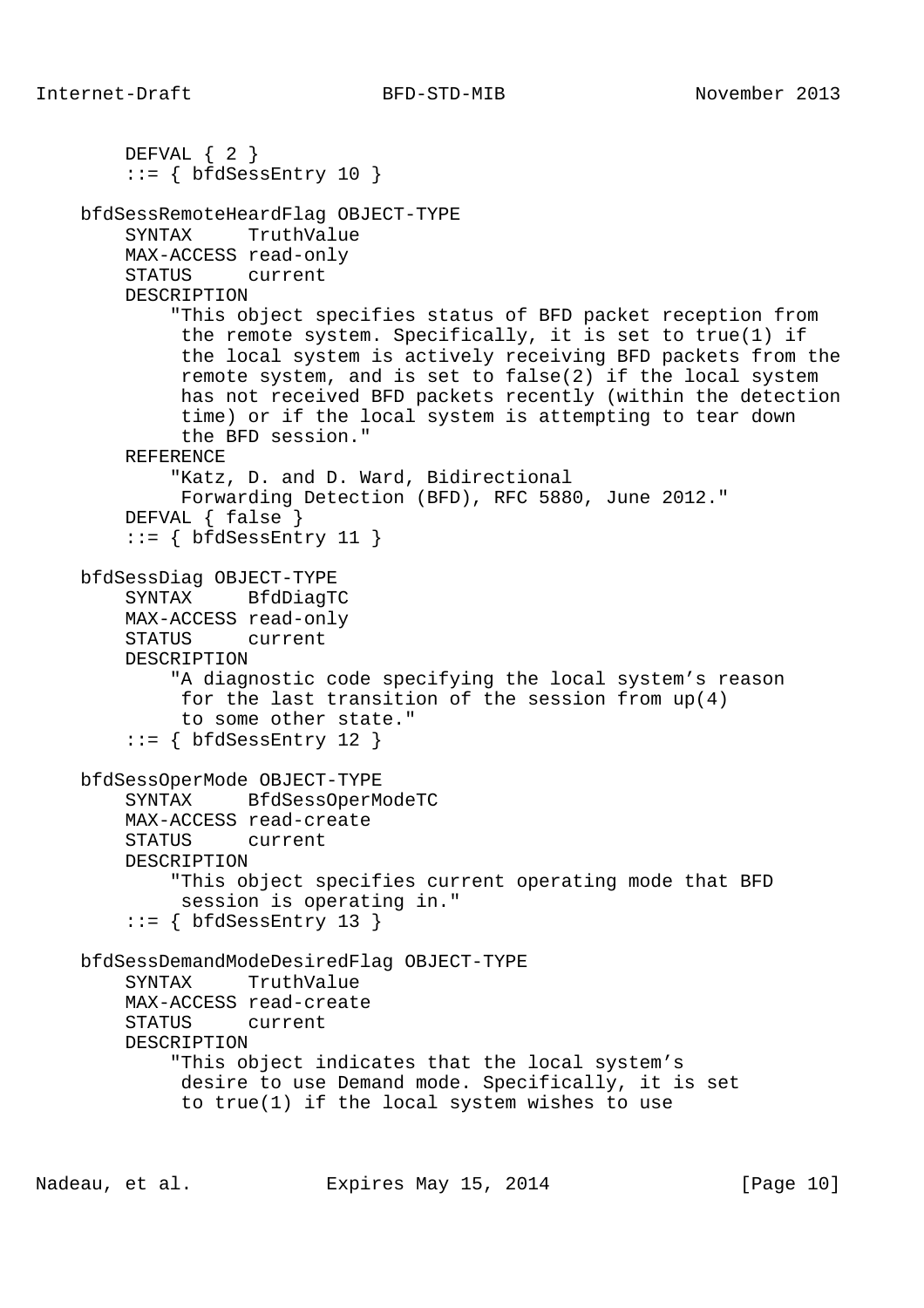```
        DEFVAL { 2 }
        ::= { bfdSessEntry 10 }

    bfdSessRemoteHeardFlag OBJECT-TYPE
        SYNTAX     TruthValue
        MAX-ACCESS read-only
        STATUS     current
        DESCRIPTION
            "This object specifies status of BFD packet reception from
             the remote system. Specifically, it is set to true(1) if
             the local system is actively receiving BFD packets from the
             remote system, and is set to false(2) if the local system
             has not received BFD packets recently (within the detection
             time) or if the local system is attempting to tear down
             the BFD session."
        REFERENCE
            "Katz, D. and D. Ward, Bidirectional
             Forwarding Detection (BFD), RFC 5880, June 2012."
        DEFVAL { false }
        ::= { bfdSessEntry 11 }

    bfdSessDiag OBJECT-TYPE
        SYNTAX     BfdDiagTC
        MAX-ACCESS read-only
        STATUS     current
        DESCRIPTION
            "A diagnostic code specifying the local system's reason
             for the last transition of the session from up(4)
             to some other state."
        ::= { bfdSessEntry 12 }

    bfdSessOperMode OBJECT-TYPE
        SYNTAX     BfdSessOperModeTC
        MAX-ACCESS read-create
        STATUS     current
        DESCRIPTION
            "This object specifies current operating mode that BFD
             session is operating in."
        ::= { bfdSessEntry 13 }

    bfdSessDemandModeDesiredFlag OBJECT-TYPE
        SYNTAX     TruthValue
        MAX-ACCESS read-create
        STATUS     current
        DESCRIPTION
            "This object indicates that the local system's
             desire to use Demand mode. Specifically, it is set
             to true(1) if the local system wishes to use
```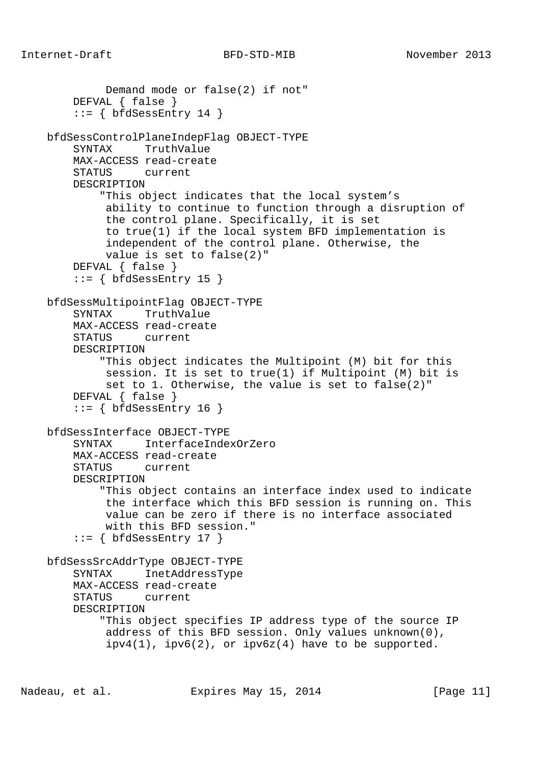```
            Demand mode or false(2) if not"
       DEFVAL { false }
       ::= { bfdSessEntry 14 }

   bfdSessControlPlaneIndepFlag OBJECT-TYPE
       SYNTAX     TruthValue
       MAX-ACCESS read-create
       STATUS     current
       DESCRIPTION
           "This object indicates that the local system's
            ability to continue to function through a disruption of
            the control plane. Specifically, it is set
            to true(1) if the local system BFD implementation is
            independent of the control plane. Otherwise, the
            value is set to false(2)"
       DEFVAL { false }
       ::= { bfdSessEntry 15 }

   bfdSessMultipointFlag OBJECT-TYPE
       SYNTAX     TruthValue
       MAX-ACCESS read-create
       STATUS     current
       DESCRIPTION
           "This object indicates the Multipoint (M) bit for this
            session. It is set to true(1) if Multipoint (M) bit is
            set to 1. Otherwise, the value is set to false(2)"
       DEFVAL { false }
       ::= { bfdSessEntry 16 }

   bfdSessInterface OBJECT-TYPE
       SYNTAX     InterfaceIndexOrZero
       MAX-ACCESS read-create
       STATUS     current
       DESCRIPTION
           "This object contains an interface index used to indicate
            the interface which this BFD session is running on. This
            value can be zero if there is no interface associated
            with this BFD session."
       ::= { bfdSessEntry 17 }

   bfdSessSrcAddrType OBJECT-TYPE
       SYNTAX     InetAddressType
       MAX-ACCESS read-create
       STATUS     current
       DESCRIPTION
           "This object specifies IP address type of the source IP
            address of this BFD session. Only values unknown(0),
            ipv4(1), ipv6(2), or ipv6z(4) have to be supported.
```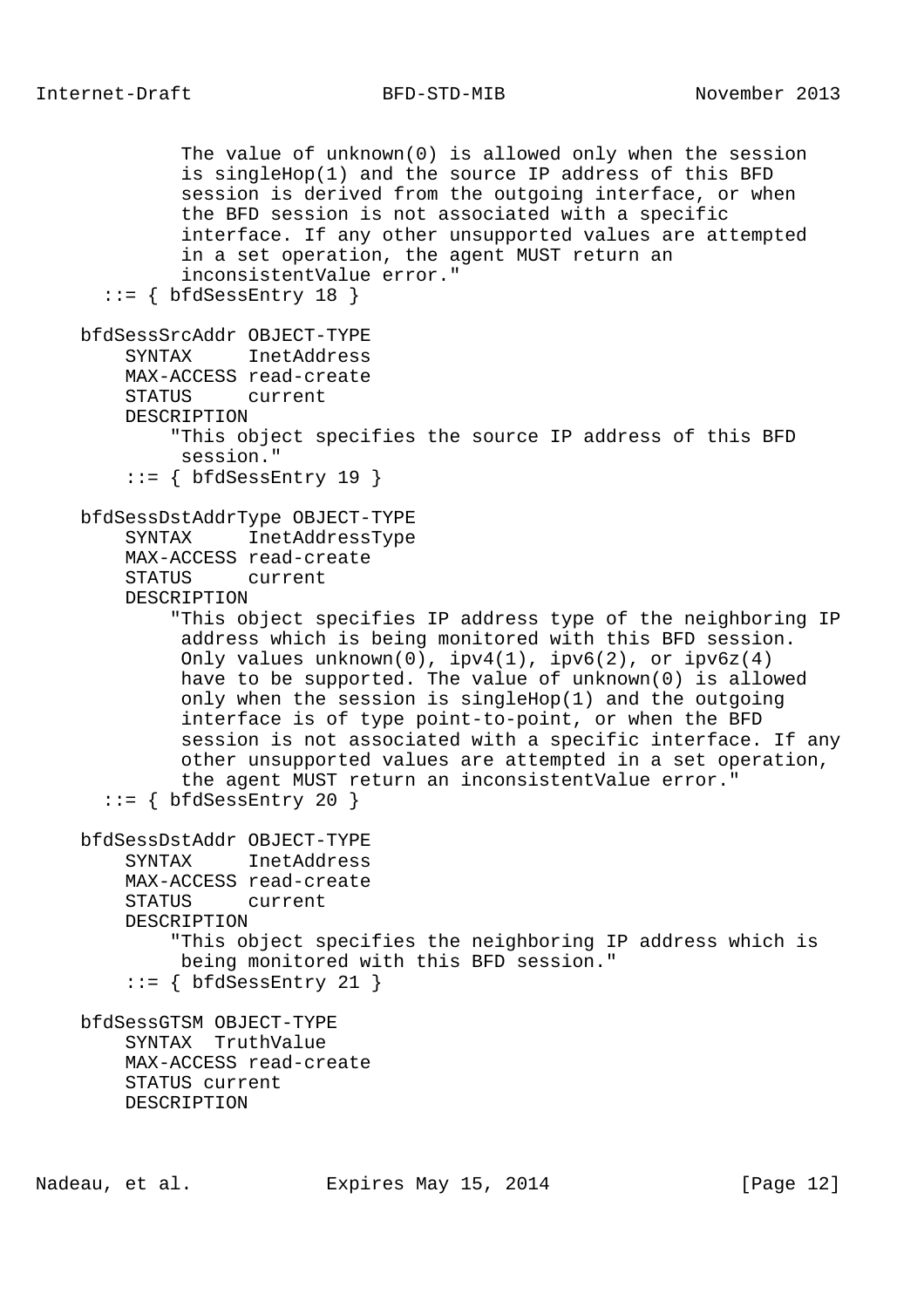```
            The value of unknown(0) is allowed only when the session
            is singleHop(1) and the source IP address of this BFD
            session is derived from the outgoing interface, or when
            the BFD session is not associated with a specific
            interface. If any other unsupported values are attempted
            in a set operation, the agent MUST return an
            inconsistentValue error."
      ::= { bfdSessEntry 18 }

    bfdSessSrcAddr OBJECT-TYPE
        SYNTAX     InetAddress
        MAX-ACCESS read-create
        STATUS     current
        DESCRIPTION
            "This object specifies the source IP address of this BFD
             session."
        ::= { bfdSessEntry 19 }

    bfdSessDstAddrType OBJECT-TYPE
        SYNTAX     InetAddressType
        MAX-ACCESS read-create
        STATUS     current
        DESCRIPTION
            "This object specifies IP address type of the neighboring IP
             address which is being monitored with this BFD session.
             Only values unknown(0), ipv4(1), ipv6(2), or ipv6z(4)
             have to be supported. The value of unknown(0) is allowed
             only when the session is singleHop(1) and the outgoing
             interface is of type point-to-point, or when the BFD
             session is not associated with a specific interface. If any
             other unsupported values are attempted in a set operation,
             the agent MUST return an inconsistentValue error."
      ::= { bfdSessEntry 20 }

    bfdSessDstAddr OBJECT-TYPE
        SYNTAX     InetAddress
        MAX-ACCESS read-create
        STATUS     current
        DESCRIPTION
            "This object specifies the neighboring IP address which is
             being monitored with this BFD session."
        ::= { bfdSessEntry 21 }

    bfdSessGTSM OBJECT-TYPE
        SYNTAX  TruthValue
        MAX-ACCESS read-create
        STATUS current
        DESCRIPTION
```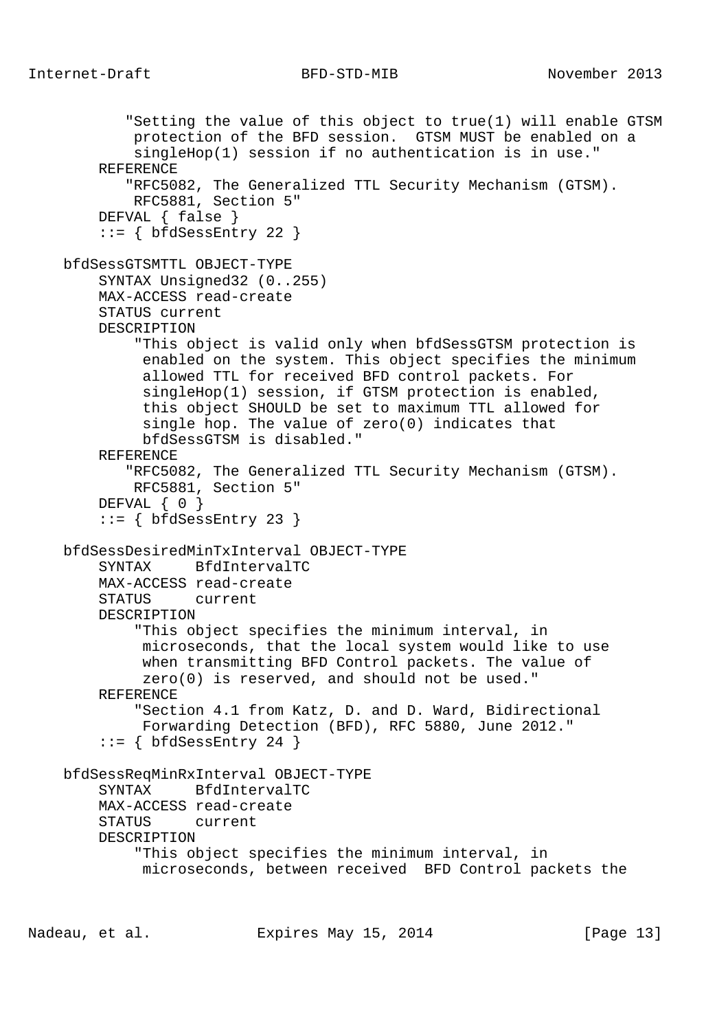```
          "Setting the value of this object to true(1) will enable GTSM
           protection of the BFD session.  GTSM MUST be enabled on a
           singleHop(1) session if no authentication is in use."
       REFERENCE
          "RFC5082, The Generalized TTL Security Mechanism (GTSM).
           RFC5881, Section 5"
       DEFVAL { false }
       ::= { bfdSessEntry 22 }

   bfdSessGTSMTTL OBJECT-TYPE
       SYNTAX Unsigned32 (0..255)
       MAX-ACCESS read-create
       STATUS current
       DESCRIPTION
           "This object is valid only when bfdSessGTSM protection is
            enabled on the system. This object specifies the minimum
            allowed TTL for received BFD control packets. For
            singleHop(1) session, if GTSM protection is enabled,
            this object SHOULD be set to maximum TTL allowed for
            single hop. The value of zero(0) indicates that
            bfdSessGTSM is disabled."
       REFERENCE
          "RFC5082, The Generalized TTL Security Mechanism (GTSM).
           RFC5881, Section 5"
       DEFVAL { 0 }
       ::= { bfdSessEntry 23 }

   bfdSessDesiredMinTxInterval OBJECT-TYPE
       SYNTAX     BfdIntervalTC
       MAX-ACCESS read-create
       STATUS     current
       DESCRIPTION
           "This object specifies the minimum interval, in
            microseconds, that the local system would like to use
            when transmitting BFD Control packets. The value of
            zero(0) is reserved, and should not be used."
       REFERENCE
           "Section 4.1 from Katz, D. and D. Ward, Bidirectional
            Forwarding Detection (BFD), RFC 5880, June 2012."
       ::= { bfdSessEntry 24 }

   bfdSessReqMinRxInterval OBJECT-TYPE
       SYNTAX     BfdIntervalTC
       MAX-ACCESS read-create
       STATUS     current
       DESCRIPTION
           "This object specifies the minimum interval, in
            microseconds, between received  BFD Control packets the
```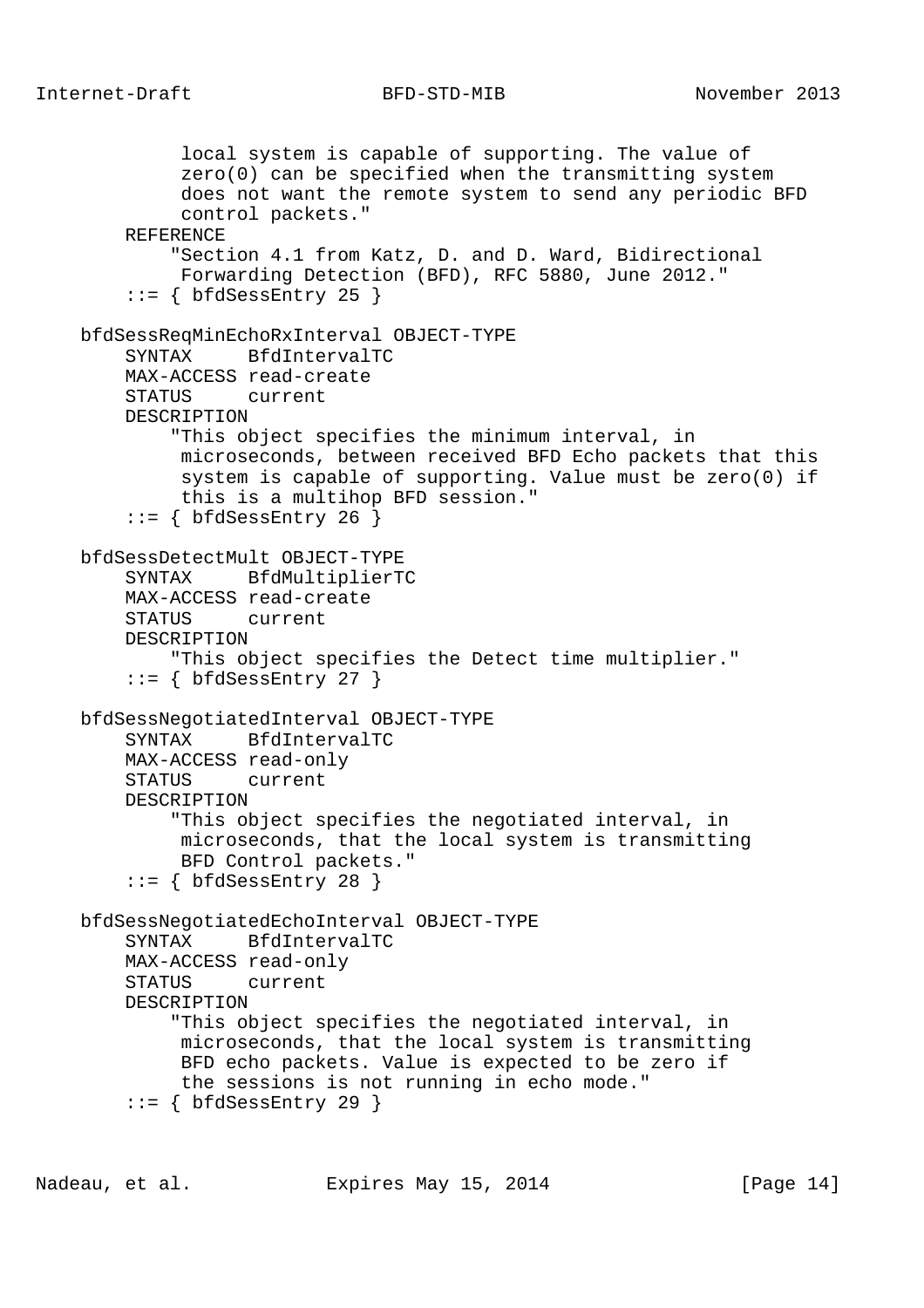```
           local system is capable of supporting. The value of
           zero(0) can be specified when the transmitting system
           does not want the remote system to send any periodic BFD
           control packets."
       REFERENCE
           "Section 4.1 from Katz, D. and D. Ward, Bidirectional
           Forwarding Detection (BFD), RFC 5880, June 2012."
       ::= { bfdSessEntry 25 }

   bfdSessReqMinEchoRxInterval OBJECT-TYPE
       SYNTAX     BfdIntervalTC
       MAX-ACCESS read-create
       STATUS     current
       DESCRIPTION
           "This object specifies the minimum interval, in
            microseconds, between received BFD Echo packets that this
            system is capable of supporting. Value must be zero(0) if
            this is a multihop BFD session."
       ::= { bfdSessEntry 26 }

   bfdSessDetectMult OBJECT-TYPE
       SYNTAX     BfdMultiplierTC
       MAX-ACCESS read-create
       STATUS     current
       DESCRIPTION
           "This object specifies the Detect time multiplier."
       ::= { bfdSessEntry 27 }

   bfdSessNegotiatedInterval OBJECT-TYPE
       SYNTAX     BfdIntervalTC
       MAX-ACCESS read-only
       STATUS     current
       DESCRIPTION
           "This object specifies the negotiated interval, in
            microseconds, that the local system is transmitting
            BFD Control packets."
       ::= { bfdSessEntry 28 }

   bfdSessNegotiatedEchoInterval OBJECT-TYPE
       SYNTAX     BfdIntervalTC
       MAX-ACCESS read-only
       STATUS     current
       DESCRIPTION
           "This object specifies the negotiated interval, in
            microseconds, that the local system is transmitting
            BFD echo packets. Value is expected to be zero if
            the sessions is not running in echo mode."
       ::= { bfdSessEntry 29 }
```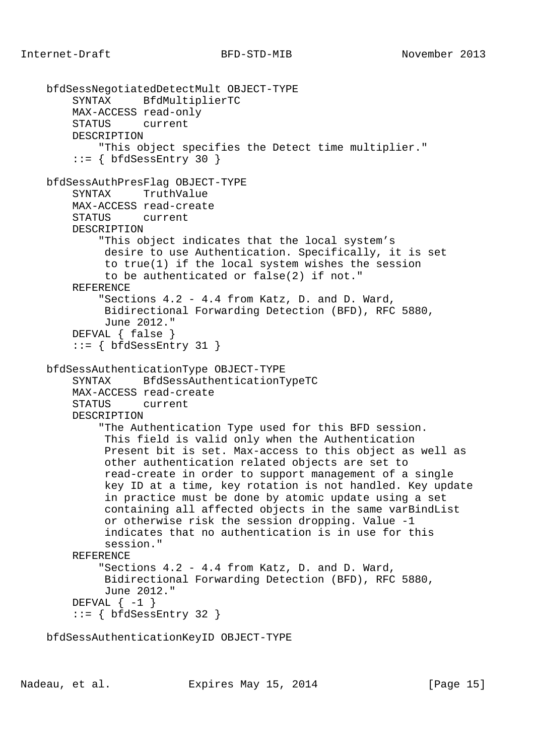```
    bfdSessNegotiatedDetectMult OBJECT-TYPE
        SYNTAX     BfdMultiplierTC
        MAX-ACCESS read-only
        STATUS     current
        DESCRIPTION
            "This object specifies the Detect time multiplier."
        ::= { bfdSessEntry 30 }

    bfdSessAuthPresFlag OBJECT-TYPE
        SYNTAX     TruthValue
        MAX-ACCESS read-create
        STATUS     current
        DESCRIPTION
            "This object indicates that the local system's
             desire to use Authentication. Specifically, it is set
             to true(1) if the local system wishes the session
             to be authenticated or false(2) if not."
        REFERENCE
            "Sections 4.2 - 4.4 from Katz, D. and D. Ward,
             Bidirectional Forwarding Detection (BFD), RFC 5880,
             June 2012."
        DEFVAL { false }
        ::= { bfdSessEntry 31 }

    bfdSessAuthenticationType OBJECT-TYPE
        SYNTAX     BfdSessAuthenticationTypeTC
        MAX-ACCESS read-create
        STATUS     current
        DESCRIPTION
            "The Authentication Type used for this BFD session.
             This field is valid only when the Authentication
             Present bit is set. Max-access to this object as well as
             other authentication related objects are set to
             read-create in order to support management of a single
             key ID at a time, key rotation is not handled. Key update
             in practice must be done by atomic update using a set
             containing all affected objects in the same varBindList
             or otherwise risk the session dropping. Value -1
             indicates that no authentication is in use for this
             session."
        REFERENCE
            "Sections 4.2 - 4.4 from Katz, D. and D. Ward,
             Bidirectional Forwarding Detection (BFD), RFC 5880,
             June 2012."
        DEFVAL { -1 }
        ::= { bfdSessEntry 32 }

    bfdSessAuthenticationKeyID OBJECT-TYPE
```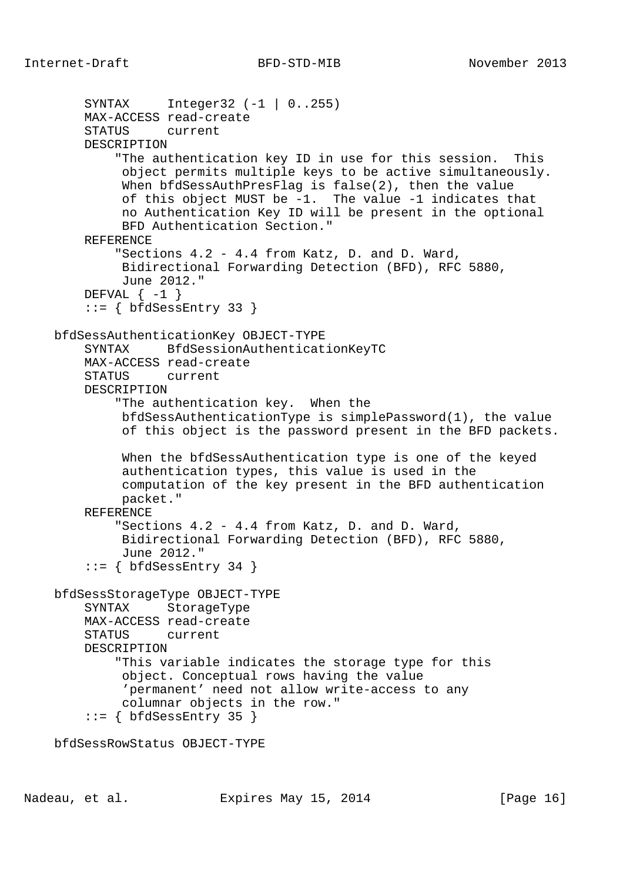```
        SYNTAX     Integer32 (-1 | 0..255)
        MAX-ACCESS read-create
        STATUS     current
        DESCRIPTION
            "The authentication key ID in use for this session.  This
             object permits multiple keys to be active simultaneously.
             When bfdSessAuthPresFlag is false(2), then the value
             of this object MUST be -1.  The value -1 indicates that
             no Authentication Key ID will be present in the optional
             BFD Authentication Section."
        REFERENCE
            "Sections 4.2 - 4.4 from Katz, D. and D. Ward,
             Bidirectional Forwarding Detection (BFD), RFC 5880,
             June 2012."
        DEFVAL { -1 }
        ::= { bfdSessEntry 33 }

    bfdSessAuthenticationKey OBJECT-TYPE
        SYNTAX     BfdSessionAuthenticationKeyTC
        MAX-ACCESS read-create
        STATUS     current
        DESCRIPTION
            "The authentication key.  When the
             bfdSessAuthenticationType is simplePassword(1), the value
             of this object is the password present in the BFD packets.

             When the bfdSessAuthentication type is one of the keyed
             authentication types, this value is used in the
             computation of the key present in the BFD authentication
             packet."
        REFERENCE
            "Sections 4.2 - 4.4 from Katz, D. and D. Ward,
             Bidirectional Forwarding Detection (BFD), RFC 5880,
             June 2012."
        ::= { bfdSessEntry 34 }

    bfdSessStorageType OBJECT-TYPE
        SYNTAX     StorageType
        MAX-ACCESS read-create
        STATUS     current
        DESCRIPTION
            "This variable indicates the storage type for this
             object. Conceptual rows having the value
             'permanent' need not allow write-access to any
             columnar objects in the row."
        ::= { bfdSessEntry 35 }

    bfdSessRowStatus OBJECT-TYPE
```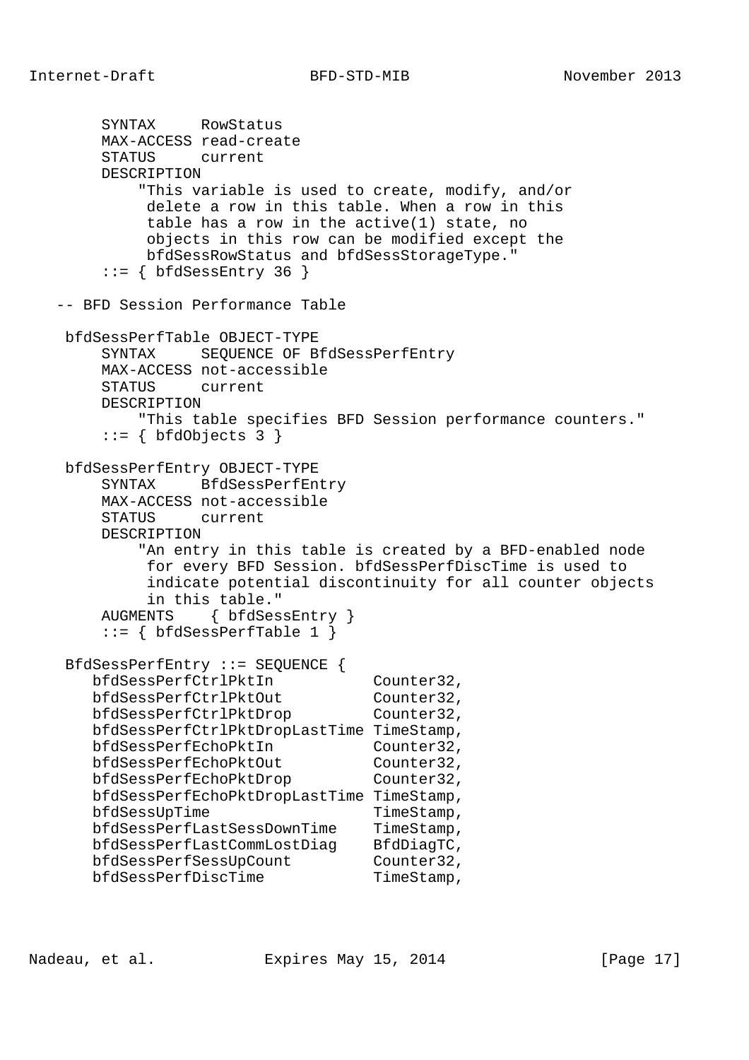```
        SYNTAX     RowStatus
        MAX-ACCESS read-create
        STATUS     current
        DESCRIPTION
            "This variable is used to create, modify, and/or
             delete a row in this table. When a row in this
             table has a row in the active(1) state, no
             objects in this row can be modified except the
             bfdSessRowStatus and bfdSessStorageType."
        ::= { bfdSessEntry 36 }

   -- BFD Session Performance Table

    bfdSessPerfTable OBJECT-TYPE
        SYNTAX     SEQUENCE OF BfdSessPerfEntry
        MAX-ACCESS not-accessible
        STATUS     current
        DESCRIPTION
            "This table specifies BFD Session performance counters."
        ::= { bfdObjects 3 }

    bfdSessPerfEntry OBJECT-TYPE
        SYNTAX     BfdSessPerfEntry
        MAX-ACCESS not-accessible
        STATUS     current
        DESCRIPTION
            "An entry in this table is created by a BFD-enabled node
             for every BFD Session. bfdSessPerfDiscTime is used to
             indicate potential discontinuity for all counter objects
             in this table."
        AUGMENTS    { bfdSessEntry }
        ::= { bfdSessPerfTable 1 }

    BfdSessPerfEntry ::= SEQUENCE {
       bfdSessPerfCtrlPktIn           Counter32,
       bfdSessPerfCtrlPktOut          Counter32,
       bfdSessPerfCtrlPktDrop         Counter32,
       bfdSessPerfCtrlPktDropLastTime TimeStamp,
       bfdSessPerfEchoPktIn           Counter32,
       bfdSessPerfEchoPktOut          Counter32,
       bfdSessPerfEchoPktDrop         Counter32,
       bfdSessPerfEchoPktDropLastTime TimeStamp,
       bfdSessUpTime                  TimeStamp,
       bfdSessPerfLastSessDownTime    TimeStamp,
       bfdSessPerfLastCommLostDiag    BfdDiagTC,
       bfdSessPerfSessUpCount         Counter32,
       bfdSessPerfDiscTime            TimeStamp,
```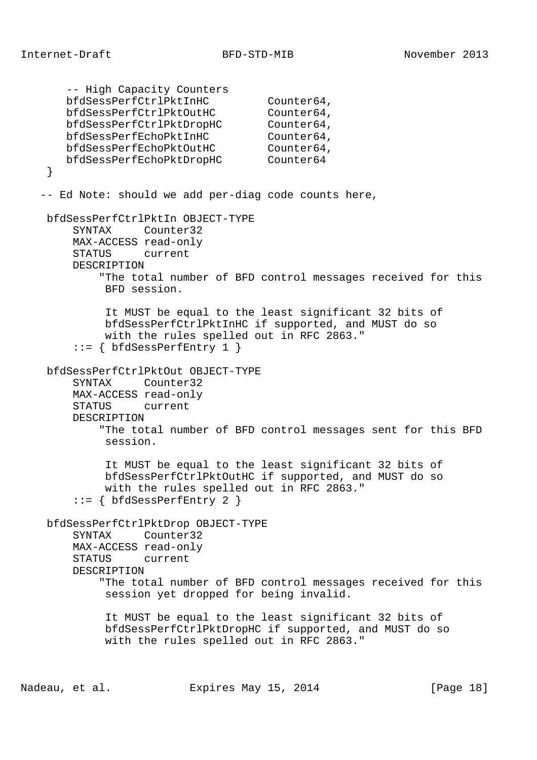```
        -- High Capacity Counters
        bfdSessPerfCtrlPktInHC         Counter64,
        bfdSessPerfCtrlPktOutHC        Counter64,
        bfdSessPerfCtrlPktDropHC       Counter64,
        bfdSessPerfEchoPktInHC         Counter64,
        bfdSessPerfEchoPktOutHC        Counter64,
        bfdSessPerfEchoPktDropHC       Counter64
    }

   -- Ed Note: should we add per-diag code counts here,

    bfdSessPerfCtrlPktIn OBJECT-TYPE
        SYNTAX     Counter32
        MAX-ACCESS read-only
        STATUS     current
        DESCRIPTION
            "The total number of BFD control messages received for this
             BFD session.

             It MUST be equal to the least significant 32 bits of
             bfdSessPerfCtrlPktInHC if supported, and MUST do so
             with the rules spelled out in RFC 2863."
        ::= { bfdSessPerfEntry 1 }

    bfdSessPerfCtrlPktOut OBJECT-TYPE
        SYNTAX     Counter32
        MAX-ACCESS read-only
        STATUS     current
        DESCRIPTION
            "The total number of BFD control messages sent for this BFD
             session.

             It MUST be equal to the least significant 32 bits of
             bfdSessPerfCtrlPktOutHC if supported, and MUST do so
             with the rules spelled out in RFC 2863."
        ::= { bfdSessPerfEntry 2 }

    bfdSessPerfCtrlPktDrop OBJECT-TYPE
        SYNTAX     Counter32
        MAX-ACCESS read-only
        STATUS     current
        DESCRIPTION
            "The total number of BFD control messages received for this
             session yet dropped for being invalid.

             It MUST be equal to the least significant 32 bits of
             bfdSessPerfCtrlPktDropHC if supported, and MUST do so
             with the rules spelled out in RFC 2863."
```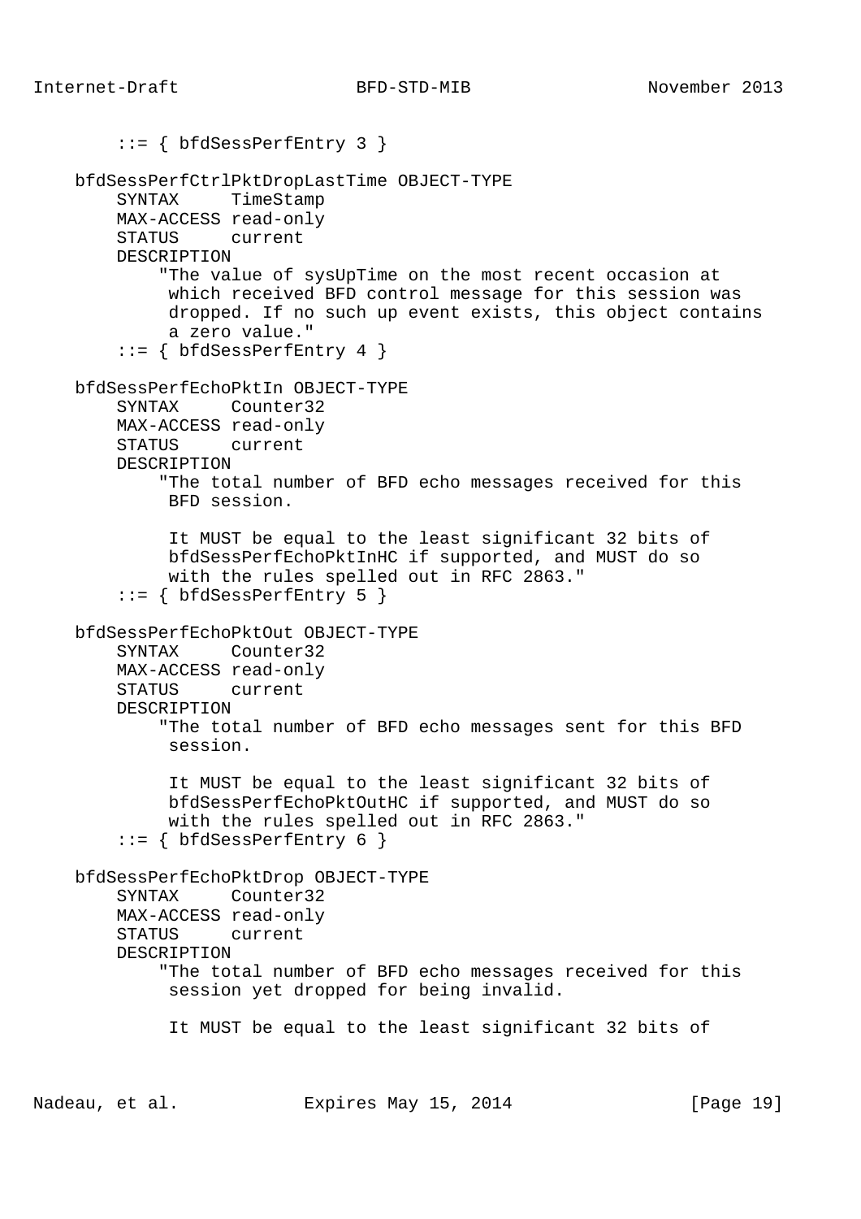```
        ::= { bfdSessPerfEntry 3 }

    bfdSessPerfCtrlPktDropLastTime OBJECT-TYPE
        SYNTAX     TimeStamp
        MAX-ACCESS read-only
        STATUS     current
        DESCRIPTION
            "The value of sysUpTime on the most recent occasion at
             which received BFD control message for this session was
             dropped. If no such up event exists, this object contains
             a zero value."
        ::= { bfdSessPerfEntry 4 }

    bfdSessPerfEchoPktIn OBJECT-TYPE
        SYNTAX     Counter32
        MAX-ACCESS read-only
        STATUS     current
        DESCRIPTION
            "The total number of BFD echo messages received for this
             BFD session.

             It MUST be equal to the least significant 32 bits of
             bfdSessPerfEchoPktInHC if supported, and MUST do so
             with the rules spelled out in RFC 2863."
        ::= { bfdSessPerfEntry 5 }

    bfdSessPerfEchoPktOut OBJECT-TYPE
        SYNTAX     Counter32
        MAX-ACCESS read-only
        STATUS     current
        DESCRIPTION
            "The total number of BFD echo messages sent for this BFD
             session.

             It MUST be equal to the least significant 32 bits of
             bfdSessPerfEchoPktOutHC if supported, and MUST do so
             with the rules spelled out in RFC 2863."
        ::= { bfdSessPerfEntry 6 }

    bfdSessPerfEchoPktDrop OBJECT-TYPE
        SYNTAX     Counter32
        MAX-ACCESS read-only
        STATUS     current
        DESCRIPTION
            "The total number of BFD echo messages received for this
             session yet dropped for being invalid.

             It MUST be equal to the least significant 32 bits of
```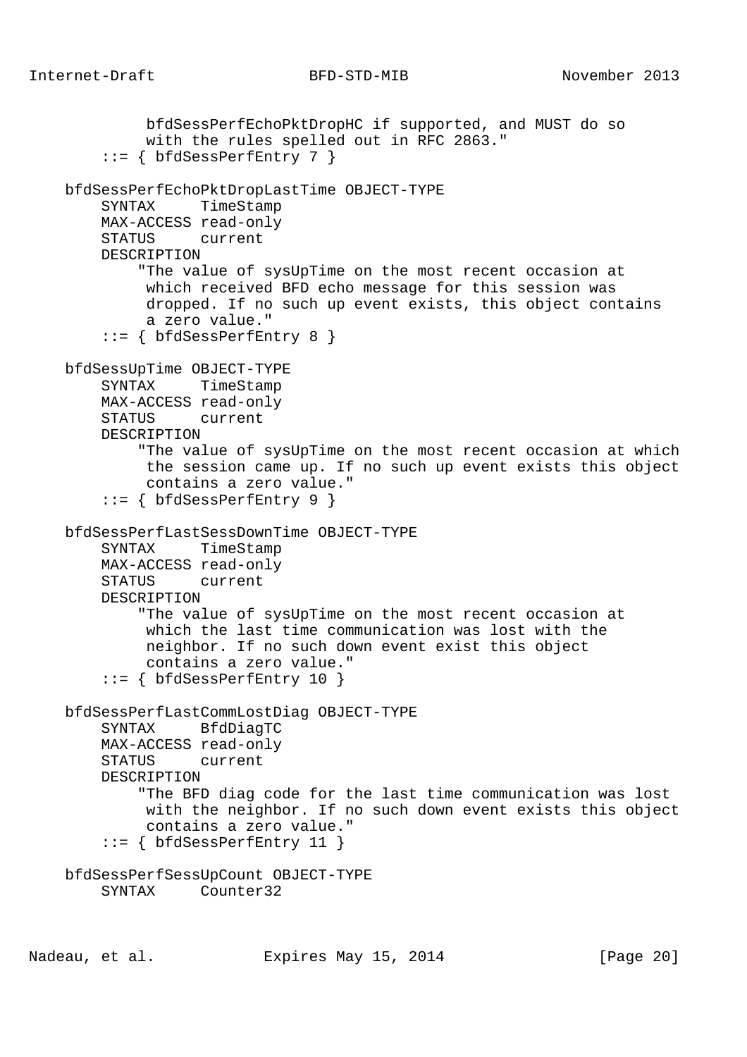```
             bfdSessPerfEchoPktDropHC if supported, and MUST do so
             with the rules spelled out in RFC 2863."
        ::= { bfdSessPerfEntry 7 }

    bfdSessPerfEchoPktDropLastTime OBJECT-TYPE
        SYNTAX     TimeStamp
        MAX-ACCESS read-only
        STATUS     current
        DESCRIPTION
            "The value of sysUpTime on the most recent occasion at
             which received BFD echo message for this session was
             dropped. If no such up event exists, this object contains
             a zero value."
        ::= { bfdSessPerfEntry 8 }

    bfdSessUpTime OBJECT-TYPE
        SYNTAX     TimeStamp
        MAX-ACCESS read-only
        STATUS     current
        DESCRIPTION
            "The value of sysUpTime on the most recent occasion at which
             the session came up. If no such up event exists this object
             contains a zero value."
        ::= { bfdSessPerfEntry 9 }

    bfdSessPerfLastSessDownTime OBJECT-TYPE
        SYNTAX     TimeStamp
        MAX-ACCESS read-only
        STATUS     current
        DESCRIPTION
            "The value of sysUpTime on the most recent occasion at
             which the last time communication was lost with the
             neighbor. If no such down event exist this object
             contains a zero value."
        ::= { bfdSessPerfEntry 10 }

    bfdSessPerfLastCommLostDiag OBJECT-TYPE
        SYNTAX     BfdDiagTC
        MAX-ACCESS read-only
        STATUS     current
        DESCRIPTION
            "The BFD diag code for the last time communication was lost
             with the neighbor. If no such down event exists this object
             contains a zero value."
        ::= { bfdSessPerfEntry 11 }

    bfdSessPerfSessUpCount OBJECT-TYPE
        SYNTAX     Counter32
```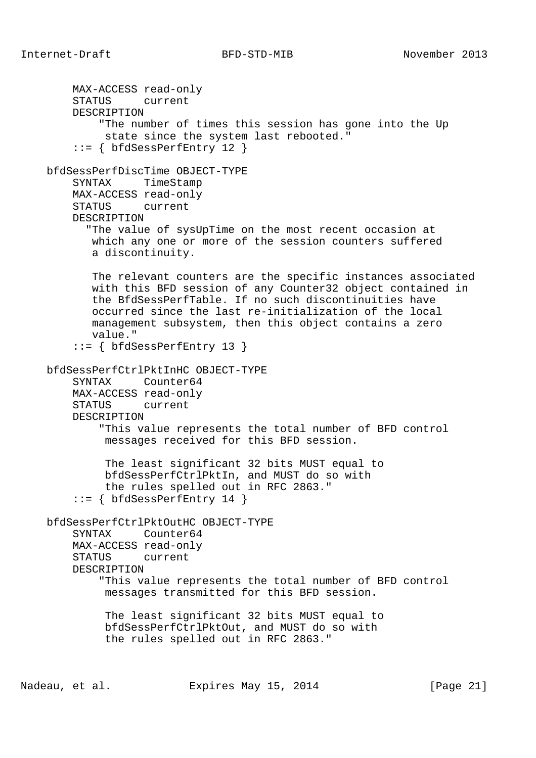```
        MAX-ACCESS read-only
        STATUS     current
        DESCRIPTION
            "The number of times this session has gone into the Up
             state since the system last rebooted."
        ::= { bfdSessPerfEntry 12 }

    bfdSessPerfDiscTime OBJECT-TYPE
        SYNTAX     TimeStamp
        MAX-ACCESS read-only
        STATUS     current
        DESCRIPTION
          "The value of sysUpTime on the most recent occasion at
           which any one or more of the session counters suffered
           a discontinuity.

           The relevant counters are the specific instances associated
           with this BFD session of any Counter32 object contained in
           the BfdSessPerfTable. If no such discontinuities have
           occurred since the last re-initialization of the local
           management subsystem, then this object contains a zero
           value."
        ::= { bfdSessPerfEntry 13 }

    bfdSessPerfCtrlPktInHC OBJECT-TYPE
        SYNTAX     Counter64
        MAX-ACCESS read-only
        STATUS     current
        DESCRIPTION
            "This value represents the total number of BFD control
             messages received for this BFD session.

             The least significant 32 bits MUST equal to
             bfdSessPerfCtrlPktIn, and MUST do so with
             the rules spelled out in RFC 2863."
        ::= { bfdSessPerfEntry 14 }

    bfdSessPerfCtrlPktOutHC OBJECT-TYPE
        SYNTAX     Counter64
        MAX-ACCESS read-only
        STATUS     current
        DESCRIPTION
            "This value represents the total number of BFD control
             messages transmitted for this BFD session.

             The least significant 32 bits MUST equal to
             bfdSessPerfCtrlPktOut, and MUST do so with
             the rules spelled out in RFC 2863."
```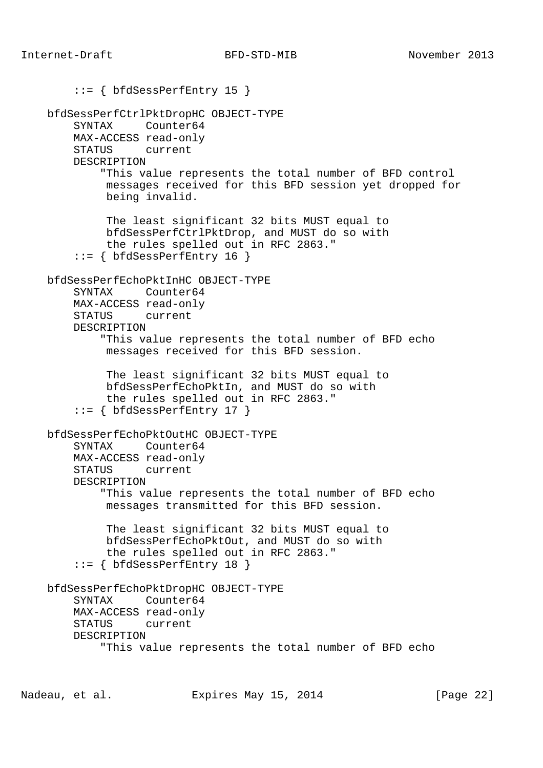```
        ::= { bfdSessPerfEntry 15 }

    bfdSessPerfCtrlPktDropHC OBJECT-TYPE
        SYNTAX     Counter64
        MAX-ACCESS read-only
        STATUS     current
        DESCRIPTION
            "This value represents the total number of BFD control
             messages received for this BFD session yet dropped for
             being invalid.

             The least significant 32 bits MUST equal to
             bfdSessPerfCtrlPktDrop, and MUST do so with
             the rules spelled out in RFC 2863."
        ::= { bfdSessPerfEntry 16 }

    bfdSessPerfEchoPktInHC OBJECT-TYPE
        SYNTAX     Counter64
        MAX-ACCESS read-only
        STATUS     current
        DESCRIPTION
            "This value represents the total number of BFD echo
             messages received for this BFD session.

             The least significant 32 bits MUST equal to
             bfdSessPerfEchoPktIn, and MUST do so with
             the rules spelled out in RFC 2863."
        ::= { bfdSessPerfEntry 17 }

    bfdSessPerfEchoPktOutHC OBJECT-TYPE
        SYNTAX     Counter64
        MAX-ACCESS read-only
        STATUS     current
        DESCRIPTION
            "This value represents the total number of BFD echo
             messages transmitted for this BFD session.

             The least significant 32 bits MUST equal to
             bfdSessPerfEchoPktOut, and MUST do so with
             the rules spelled out in RFC 2863."
        ::= { bfdSessPerfEntry 18 }

    bfdSessPerfEchoPktDropHC OBJECT-TYPE
        SYNTAX     Counter64
        MAX-ACCESS read-only
        STATUS     current
        DESCRIPTION
            "This value represents the total number of BFD echo
```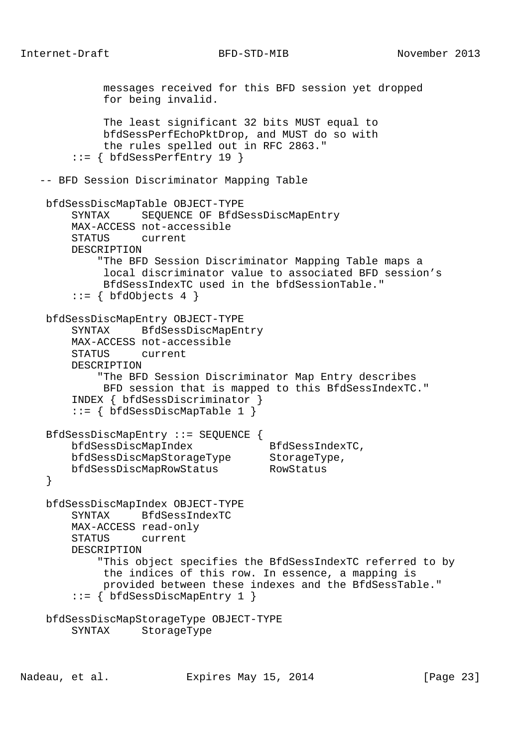```
            messages received for this BFD session yet dropped
            for being invalid.

            The least significant 32 bits MUST equal to
            bfdSessPerfEchoPktDrop, and MUST do so with
            the rules spelled out in RFC 2863."
       ::= { bfdSessPerfEntry 19 }

   -- BFD Session Discriminator Mapping Table

    bfdSessDiscMapTable OBJECT-TYPE
        SYNTAX     SEQUENCE OF BfdSessDiscMapEntry
        MAX-ACCESS not-accessible
        STATUS     current
        DESCRIPTION
            "The BFD Session Discriminator Mapping Table maps a
             local discriminator value to associated BFD session's
             BfdSessIndexTC used in the bfdSessionTable."
        ::= { bfdObjects 4 }

    bfdSessDiscMapEntry OBJECT-TYPE
        SYNTAX     BfdSessDiscMapEntry
        MAX-ACCESS not-accessible
        STATUS     current
        DESCRIPTION
            "The BFD Session Discriminator Map Entry describes
             BFD session that is mapped to this BfdSessIndexTC."
        INDEX { bfdSessDiscriminator }
        ::= { bfdSessDiscMapTable 1 }

    BfdSessDiscMapEntry ::= SEQUENCE {
        bfdSessDiscMapIndex            BfdSessIndexTC,
        bfdSessDiscMapStorageType      StorageType,
        bfdSessDiscMapRowStatus        RowStatus
    }

    bfdSessDiscMapIndex OBJECT-TYPE
        SYNTAX     BfdSessIndexTC
        MAX-ACCESS read-only
        STATUS     current
        DESCRIPTION
            "This object specifies the BfdSessIndexTC referred to by
             the indices of this row. In essence, a mapping is
             provided between these indexes and the BfdSessTable."
        ::= { bfdSessDiscMapEntry 1 }

    bfdSessDiscMapStorageType OBJECT-TYPE
        SYNTAX     StorageType
```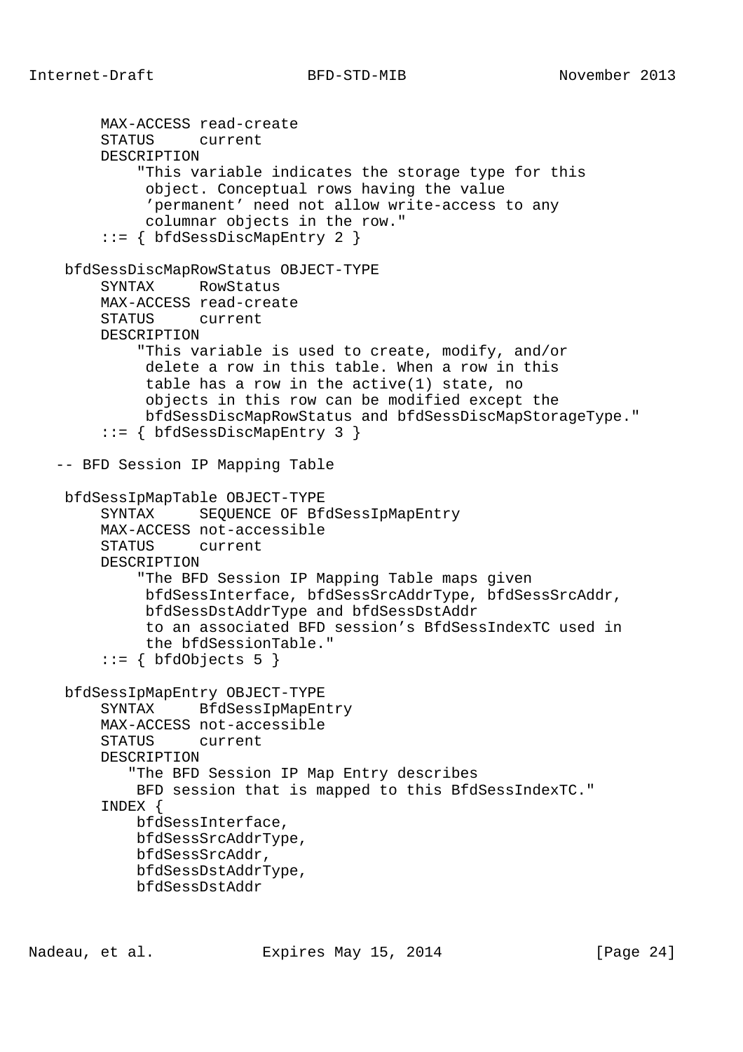```
        MAX-ACCESS read-create
        STATUS     current
        DESCRIPTION
            "This variable indicates the storage type for this
             object. Conceptual rows having the value
             'permanent' need not allow write-access to any
             columnar objects in the row."
        ::= { bfdSessDiscMapEntry 2 }

    bfdSessDiscMapRowStatus OBJECT-TYPE
        SYNTAX     RowStatus
        MAX-ACCESS read-create
        STATUS     current
        DESCRIPTION
            "This variable is used to create, modify, and/or
             delete a row in this table. When a row in this
             table has a row in the active(1) state, no
             objects in this row can be modified except the
             bfdSessDiscMapRowStatus and bfdSessDiscMapStorageType."
        ::= { bfdSessDiscMapEntry 3 }

   -- BFD Session IP Mapping Table

    bfdSessIpMapTable OBJECT-TYPE
        SYNTAX     SEQUENCE OF BfdSessIpMapEntry
        MAX-ACCESS not-accessible
        STATUS     current
        DESCRIPTION
            "The BFD Session IP Mapping Table maps given
             bfdSessInterface, bfdSessSrcAddrType, bfdSessSrcAddr,
             bfdSessDstAddrType and bfdSessDstAddr
             to an associated BFD session's BfdSessIndexTC used in
             the bfdSessionTable."
        ::= { bfdObjects 5 }

    bfdSessIpMapEntry OBJECT-TYPE
        SYNTAX     BfdSessIpMapEntry
        MAX-ACCESS not-accessible
        STATUS     current
        DESCRIPTION
           "The BFD Session IP Map Entry describes
            BFD session that is mapped to this BfdSessIndexTC."
        INDEX {
            bfdSessInterface,
            bfdSessSrcAddrType,
            bfdSessSrcAddr,
            bfdSessDstAddrType,
            bfdSessDstAddr
```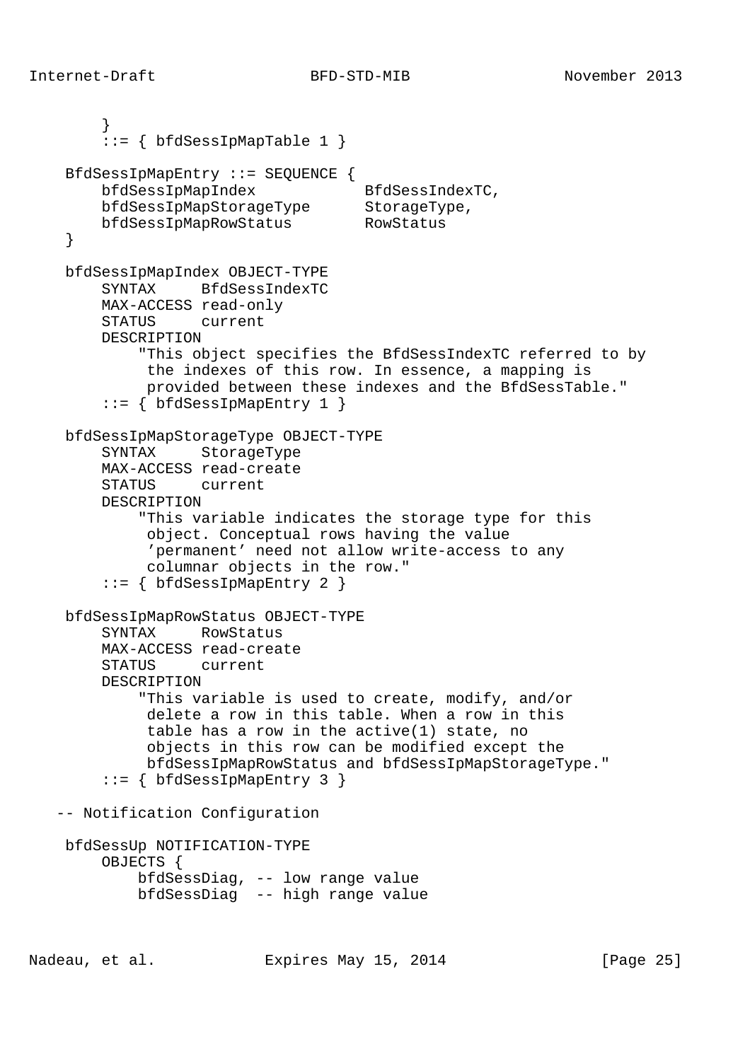```
        }
        ::= { bfdSessIpMapTable 1 }

    BfdSessIpMapEntry ::= SEQUENCE {
        bfdSessIpMapIndex            BfdSessIndexTC,
        bfdSessIpMapStorageType      StorageType,
        bfdSessIpMapRowStatus        RowStatus
    }

    bfdSessIpMapIndex OBJECT-TYPE
        SYNTAX     BfdSessIndexTC
        MAX-ACCESS read-only
        STATUS     current
        DESCRIPTION
            "This object specifies the BfdSessIndexTC referred to by
             the indexes of this row. In essence, a mapping is
             provided between these indexes and the BfdSessTable."
        ::= { bfdSessIpMapEntry 1 }

    bfdSessIpMapStorageType OBJECT-TYPE
        SYNTAX     StorageType
        MAX-ACCESS read-create
        STATUS     current
        DESCRIPTION
            "This variable indicates the storage type for this
             object. Conceptual rows having the value
             'permanent' need not allow write-access to any
             columnar objects in the row."
        ::= { bfdSessIpMapEntry 2 }

    bfdSessIpMapRowStatus OBJECT-TYPE
        SYNTAX     RowStatus
        MAX-ACCESS read-create
        STATUS     current
        DESCRIPTION
            "This variable is used to create, modify, and/or
             delete a row in this table. When a row in this
             table has a row in the active(1) state, no
             objects in this row can be modified except the
             bfdSessIpMapRowStatus and bfdSessIpMapStorageType."
        ::= { bfdSessIpMapEntry 3 }

   -- Notification Configuration

    bfdSessUp NOTIFICATION-TYPE
        OBJECTS {
            bfdSessDiag, -- low range value
            bfdSessDiag  -- high range value
```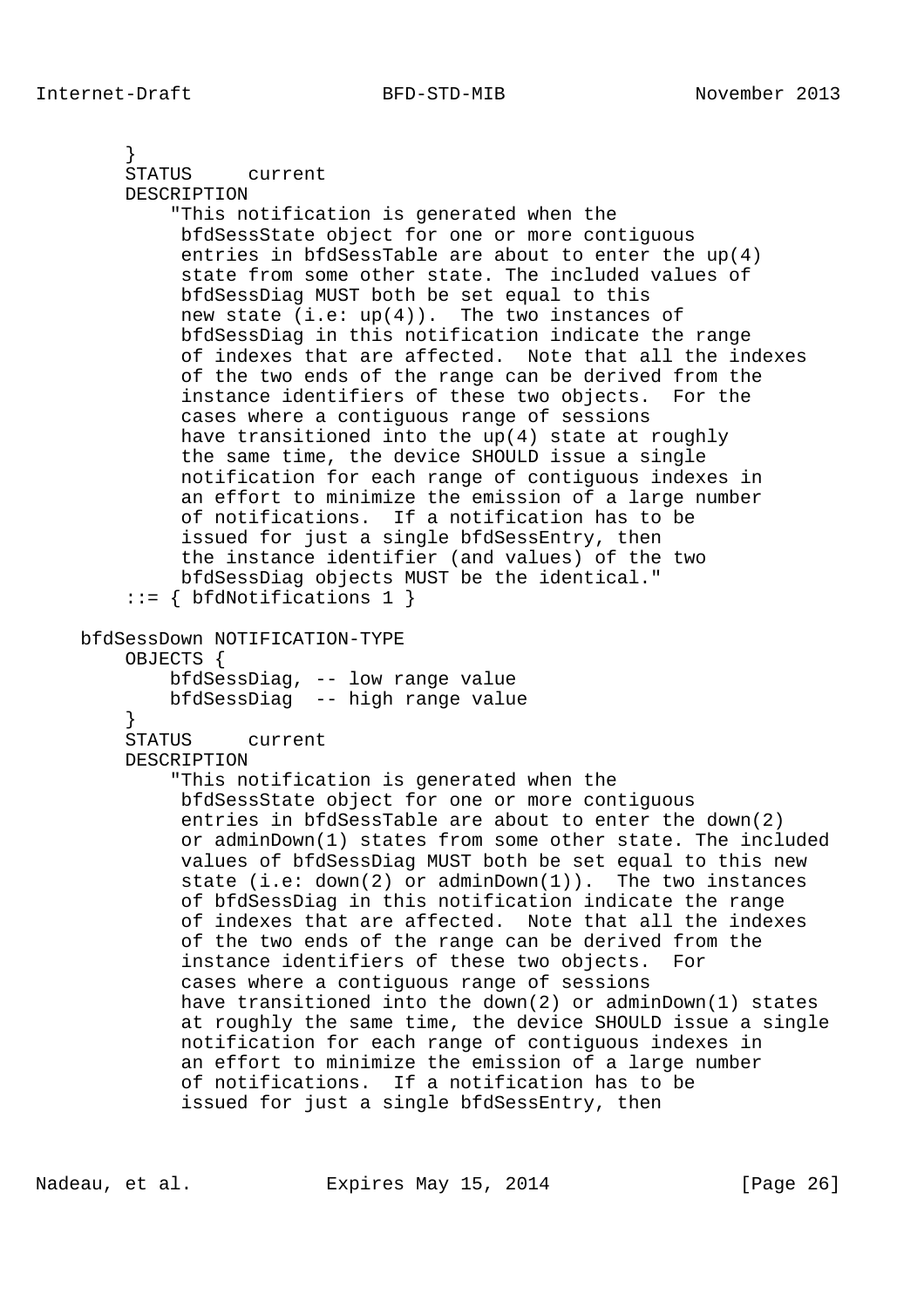```
       }
       STATUS     current
       DESCRIPTION
           "This notification is generated when the
            bfdSessState object for one or more contiguous
            entries in bfdSessTable are about to enter the up(4)
            state from some other state. The included values of
            bfdSessDiag MUST both be set equal to this
            new state (i.e: up(4)).  The two instances of
            bfdSessDiag in this notification indicate the range
            of indexes that are affected.  Note that all the indexes
            of the two ends of the range can be derived from the
            instance identifiers of these two objects.  For the
            cases where a contiguous range of sessions
            have transitioned into the up(4) state at roughly
            the same time, the device SHOULD issue a single
            notification for each range of contiguous indexes in
            an effort to minimize the emission of a large number
            of notifications.  If a notification has to be
            issued for just a single bfdSessEntry, then
            the instance identifier (and values) of the two
            bfdSessDiag objects MUST be the identical."
       ::= { bfdNotifications 1 }

   bfdSessDown NOTIFICATION-TYPE
       OBJECTS {
           bfdSessDiag, -- low range value
           bfdSessDiag  -- high range value
       }
       STATUS     current
       DESCRIPTION
           "This notification is generated when the
            bfdSessState object for one or more contiguous
            entries in bfdSessTable are about to enter the down(2)
            or adminDown(1) states from some other state. The included
            values of bfdSessDiag MUST both be set equal to this new
            state (i.e: down(2) or adminDown(1)).  The two instances
            of bfdSessDiag in this notification indicate the range
            of indexes that are affected.  Note that all the indexes
            of the two ends of the range can be derived from the
            instance identifiers of these two objects.  For
            cases where a contiguous range of sessions
            have transitioned into the down(2) or adminDown(1) states
            at roughly the same time, the device SHOULD issue a single
            notification for each range of contiguous indexes in
            an effort to minimize the emission of a large number
            of notifications.  If a notification has to be
            issued for just a single bfdSessEntry, then
```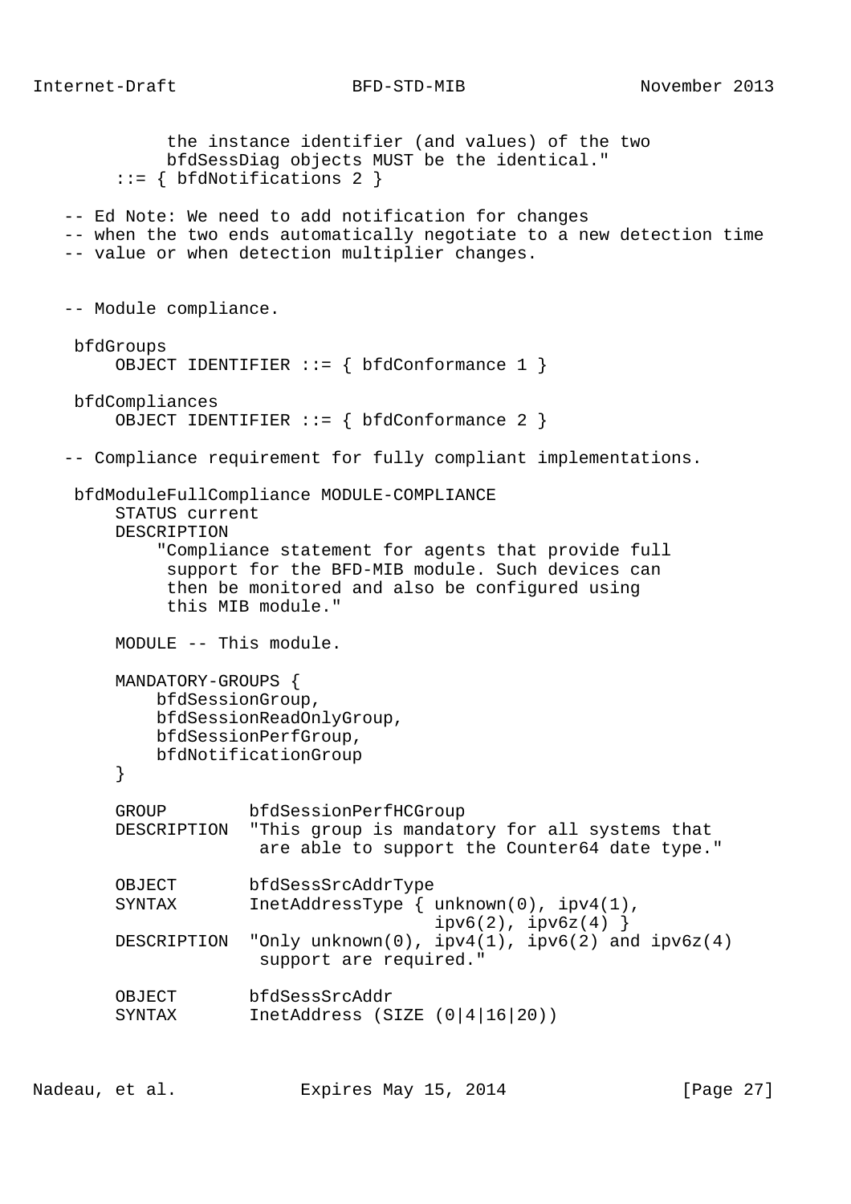```
             the instance identifier (and values) of the two
             bfdSessDiag objects MUST be the identical."
        ::= { bfdNotifications 2 }

   -- Ed Note: We need to add notification for changes
   -- when the two ends automatically negotiate to a new detection time
   -- value or when detection multiplier changes.


   -- Module compliance.

    bfdGroups
        OBJECT IDENTIFIER ::= { bfdConformance 1 }

    bfdCompliances
        OBJECT IDENTIFIER ::= { bfdConformance 2 }

   -- Compliance requirement for fully compliant implementations.

    bfdModuleFullCompliance MODULE-COMPLIANCE
        STATUS current
        DESCRIPTION
            "Compliance statement for agents that provide full
             support for the BFD-MIB module. Such devices can
             then be monitored and also be configured using
             this MIB module."

        MODULE -- This module.

        MANDATORY-GROUPS {
            bfdSessionGroup,
            bfdSessionReadOnlyGroup,
            bfdSessionPerfGroup,
            bfdNotificationGroup
        }

        GROUP        bfdSessionPerfHCGroup
        DESCRIPTION  "This group is mandatory for all systems that
                      are able to support the Counter64 date type."

        OBJECT       bfdSessSrcAddrType
        SYNTAX       InetAddressType { unknown(0), ipv4(1),
                                  ipv6(2), ipv6z(4) }
        DESCRIPTION  "Only unknown(0), ipv4(1), ipv6(2) and ipv6z(4)
                      support are required."

        OBJECT       bfdSessSrcAddr
        SYNTAX       InetAddress (SIZE (0|4|16|20))
```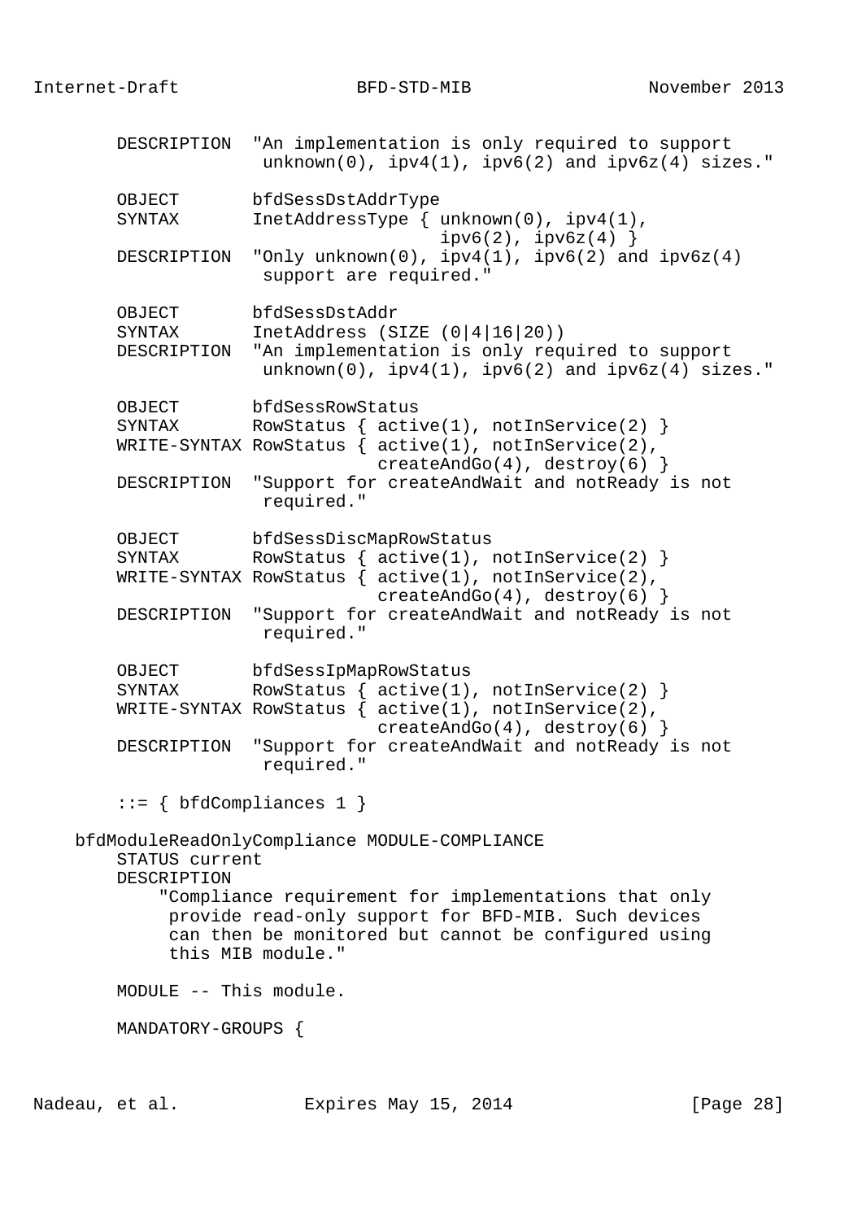```
      DESCRIPTION  "An implementation is only required to support
                    unknown(0), ipv4(1), ipv6(2) and ipv6z(4) sizes."

      OBJECT       bfdSessDstAddrType
      SYNTAX       InetAddressType { unknown(0), ipv4(1),
                                     ipv6(2), ipv6z(4) }
      DESCRIPTION  "Only unknown(0), ipv4(1), ipv6(2) and ipv6z(4)
                    support are required."

      OBJECT       bfdSessDstAddr
      SYNTAX       InetAddress (SIZE (0|4|16|20))
      DESCRIPTION  "An implementation is only required to support
                    unknown(0), ipv4(1), ipv6(2) and ipv6z(4) sizes."

      OBJECT       bfdSessRowStatus
      SYNTAX       RowStatus { active(1), notInService(2) }
      WRITE-SYNTAX RowStatus { active(1), notInService(2),
                               createAndGo(4), destroy(6) }
      DESCRIPTION  "Support for createAndWait and notReady is not
                    required."

      OBJECT       bfdSessDiscMapRowStatus
      SYNTAX       RowStatus { active(1), notInService(2) }
      WRITE-SYNTAX RowStatus { active(1), notInService(2),
                               createAndGo(4), destroy(6) }
      DESCRIPTION  "Support for createAndWait and notReady is not
                    required."

      OBJECT       bfdSessIpMapRowStatus
      SYNTAX       RowStatus { active(1), notInService(2) }
      WRITE-SYNTAX RowStatus { active(1), notInService(2),
                               createAndGo(4), destroy(6) }
      DESCRIPTION  "Support for createAndWait and notReady is not
                    required."

      ::= { bfdCompliances 1 }

  bfdModuleReadOnlyCompliance MODULE-COMPLIANCE
      STATUS current
      DESCRIPTION
          "Compliance requirement for implementations that only
           provide read-only support for BFD-MIB. Such devices
           can then be monitored but cannot be configured using
           this MIB module."

      MODULE -- This module.

      MANDATORY-GROUPS {
```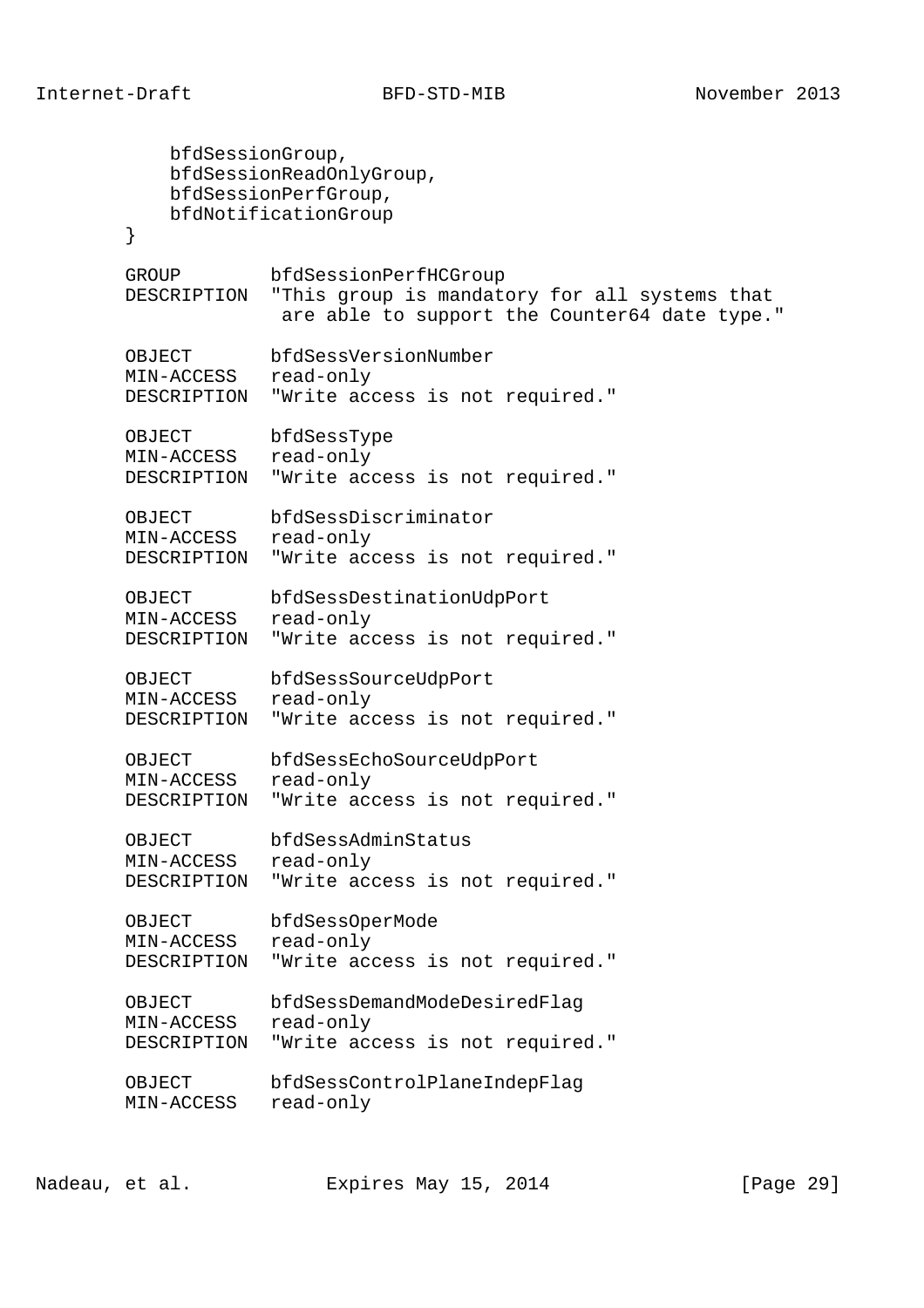```
          bfdSessionGroup,
          bfdSessionReadOnlyGroup,
          bfdSessionPerfGroup,
          bfdNotificationGroup
      }

      GROUP        bfdSessionPerfHCGroup
      DESCRIPTION  "This group is mandatory for all systems that
                    are able to support the Counter64 date type."

      OBJECT       bfdSessVersionNumber
      MIN-ACCESS   read-only
      DESCRIPTION  "Write access is not required."

      OBJECT       bfdSessType
      MIN-ACCESS   read-only
      DESCRIPTION  "Write access is not required."

      OBJECT       bfdSessDiscriminator
      MIN-ACCESS   read-only
      DESCRIPTION  "Write access is not required."

      OBJECT       bfdSessDestinationUdpPort
      MIN-ACCESS   read-only
      DESCRIPTION  "Write access is not required."

      OBJECT       bfdSessSourceUdpPort
      MIN-ACCESS   read-only
      DESCRIPTION  "Write access is not required."

      OBJECT       bfdSessEchoSourceUdpPort
      MIN-ACCESS   read-only
      DESCRIPTION  "Write access is not required."

      OBJECT       bfdSessAdminStatus
      MIN-ACCESS   read-only
      DESCRIPTION  "Write access is not required."

      OBJECT       bfdSessOperMode
      MIN-ACCESS   read-only
      DESCRIPTION  "Write access is not required."

      OBJECT       bfdSessDemandModeDesiredFlag
      MIN-ACCESS   read-only
      DESCRIPTION  "Write access is not required."

      OBJECT       bfdSessControlPlaneIndepFlag
      MIN-ACCESS   read-only
```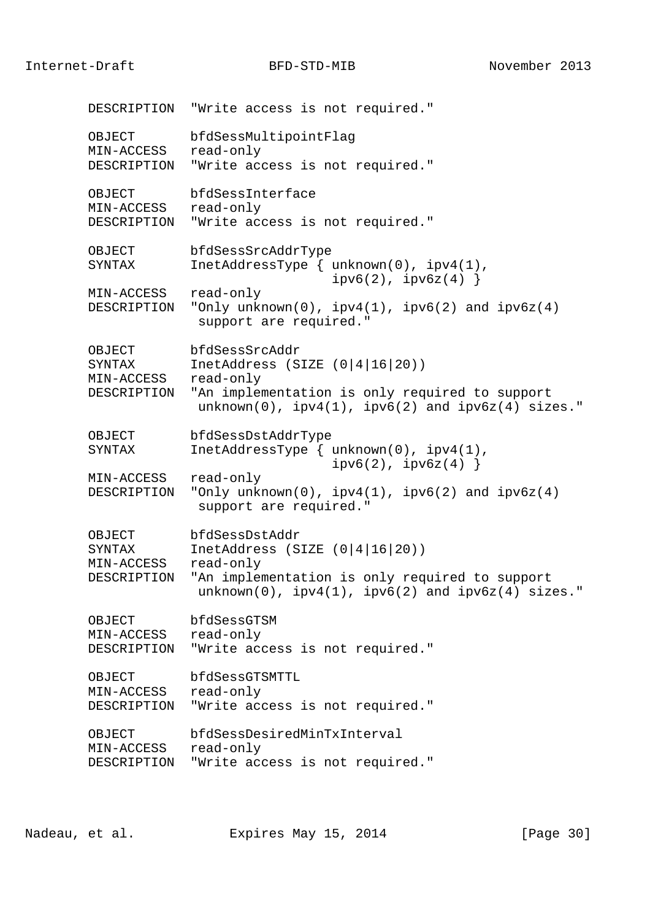```
       DESCRIPTION  "Write access is not required."

       OBJECT       bfdSessMultipointFlag
       MIN-ACCESS   read-only
       DESCRIPTION  "Write access is not required."

       OBJECT       bfdSessInterface
       MIN-ACCESS   read-only
       DESCRIPTION  "Write access is not required."

       OBJECT       bfdSessSrcAddrType
       SYNTAX       InetAddressType { unknown(0), ipv4(1),
                                      ipv6(2), ipv6z(4) }
       MIN-ACCESS   read-only
       DESCRIPTION  "Only unknown(0), ipv4(1), ipv6(2) and ipv6z(4)
                     support are required."

       OBJECT       bfdSessSrcAddr
       SYNTAX       InetAddress (SIZE (0|4|16|20))
       MIN-ACCESS   read-only
       DESCRIPTION  "An implementation is only required to support
                     unknown(0), ipv4(1), ipv6(2) and ipv6z(4) sizes."

       OBJECT       bfdSessDstAddrType
       SYNTAX       InetAddressType { unknown(0), ipv4(1),
                                      ipv6(2), ipv6z(4) }
       MIN-ACCESS   read-only
       DESCRIPTION  "Only unknown(0), ipv4(1), ipv6(2) and ipv6z(4)
                     support are required."

       OBJECT       bfdSessDstAddr
       SYNTAX       InetAddress (SIZE (0|4|16|20))
       MIN-ACCESS   read-only
       DESCRIPTION  "An implementation is only required to support
                     unknown(0), ipv4(1), ipv6(2) and ipv6z(4) sizes."

       OBJECT       bfdSessGTSM
       MIN-ACCESS   read-only
       DESCRIPTION  "Write access is not required."

       OBJECT       bfdSessGTSMTTL
       MIN-ACCESS   read-only
       DESCRIPTION  "Write access is not required."

       OBJECT       bfdSessDesiredMinTxInterval
       MIN-ACCESS   read-only
       DESCRIPTION  "Write access is not required."
```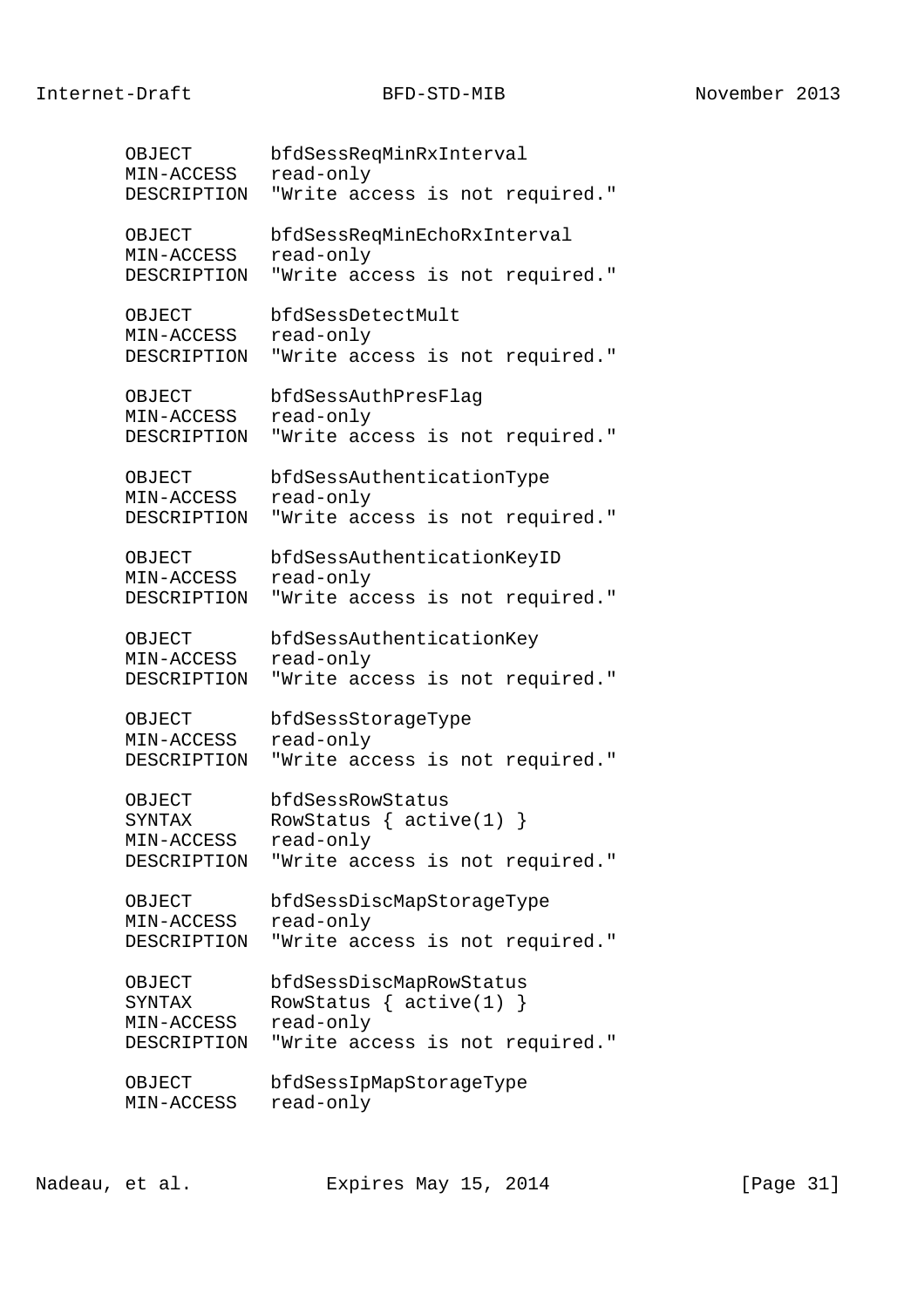```
      OBJECT       bfdSessReqMinRxInterval
      MIN-ACCESS   read-only
      DESCRIPTION  "Write access is not required."

      OBJECT       bfdSessReqMinEchoRxInterval
      MIN-ACCESS   read-only
      DESCRIPTION  "Write access is not required."

      OBJECT       bfdSessDetectMult
      MIN-ACCESS   read-only
      DESCRIPTION  "Write access is not required."

      OBJECT       bfdSessAuthPresFlag
      MIN-ACCESS   read-only
      DESCRIPTION  "Write access is not required."

      OBJECT       bfdSessAuthenticationType
      MIN-ACCESS   read-only
      DESCRIPTION  "Write access is not required."

      OBJECT       bfdSessAuthenticationKeyID
      MIN-ACCESS   read-only
      DESCRIPTION  "Write access is not required."

      OBJECT       bfdSessAuthenticationKey
      MIN-ACCESS   read-only
      DESCRIPTION  "Write access is not required."

      OBJECT       bfdSessStorageType
      MIN-ACCESS   read-only
      DESCRIPTION  "Write access is not required."

      OBJECT       bfdSessRowStatus
      SYNTAX       RowStatus { active(1) }
      MIN-ACCESS   read-only
      DESCRIPTION  "Write access is not required."

      OBJECT       bfdSessDiscMapStorageType
      MIN-ACCESS   read-only
      DESCRIPTION  "Write access is not required."

      OBJECT       bfdSessDiscMapRowStatus
      SYNTAX       RowStatus { active(1) }
      MIN-ACCESS   read-only
      DESCRIPTION  "Write access is not required."

      OBJECT       bfdSessIpMapStorageType
      MIN-ACCESS   read-only
```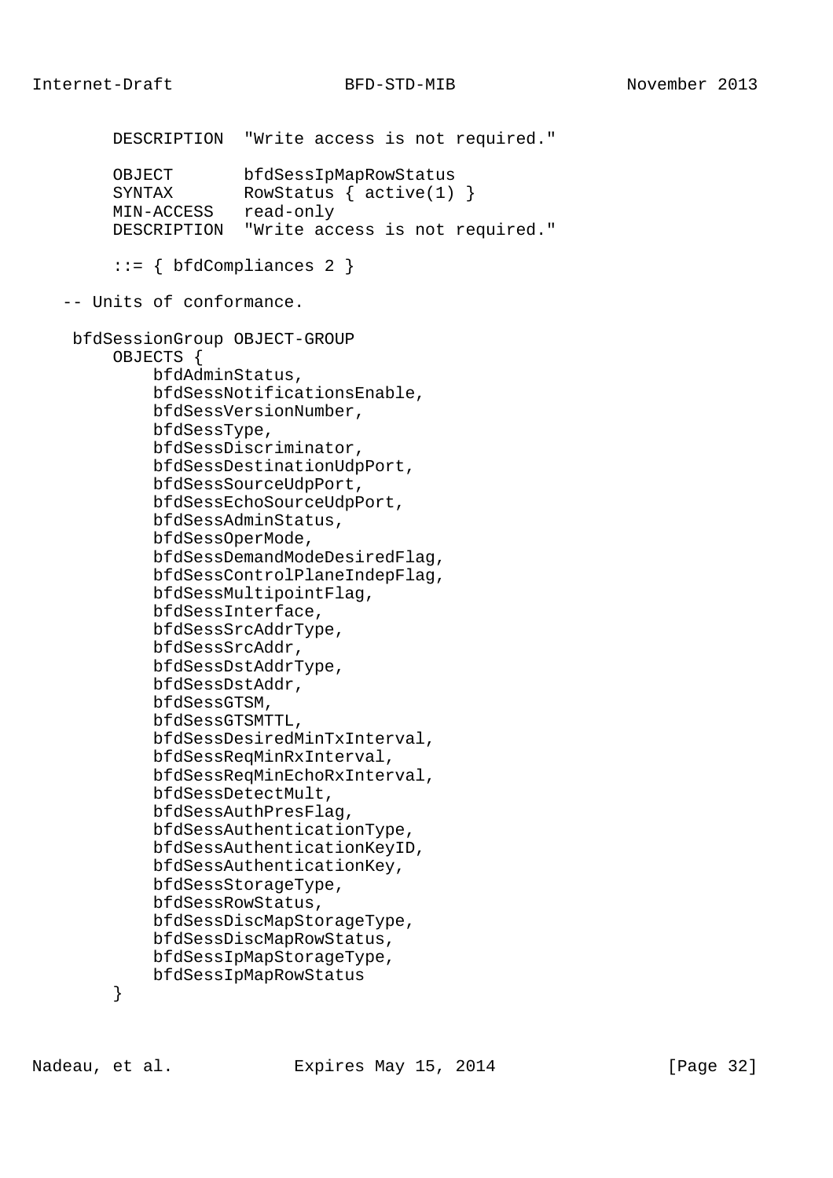```
        DESCRIPTION  "Write access is not required."

        OBJECT       bfdSessIpMapRowStatus
        SYNTAX       RowStatus { active(1) }
        MIN-ACCESS   read-only
        DESCRIPTION  "Write access is not required."

        ::= { bfdCompliances 2 }

   -- Units of conformance.

    bfdSessionGroup OBJECT-GROUP
        OBJECTS {
            bfdAdminStatus,
            bfdSessNotificationsEnable,
            bfdSessVersionNumber,
            bfdSessType,
            bfdSessDiscriminator,
            bfdSessDestinationUdpPort,
            bfdSessSourceUdpPort,
            bfdSessEchoSourceUdpPort,
            bfdSessAdminStatus,
            bfdSessOperMode,
            bfdSessDemandModeDesiredFlag,
            bfdSessControlPlaneIndepFlag,
            bfdSessMultipointFlag,
            bfdSessInterface,
            bfdSessSrcAddrType,
            bfdSessSrcAddr,
            bfdSessDstAddrType,
            bfdSessDstAddr,
            bfdSessGTSM,
            bfdSessGTSMTTL,
            bfdSessDesiredMinTxInterval,
            bfdSessReqMinRxInterval,
            bfdSessReqMinEchoRxInterval,
            bfdSessDetectMult,
            bfdSessAuthPresFlag,
            bfdSessAuthenticationType,
            bfdSessAuthenticationKeyID,
            bfdSessAuthenticationKey,
            bfdSessStorageType,
            bfdSessRowStatus,
            bfdSessDiscMapStorageType,
            bfdSessDiscMapRowStatus,
            bfdSessIpMapStorageType,
            bfdSessIpMapRowStatus
        }
```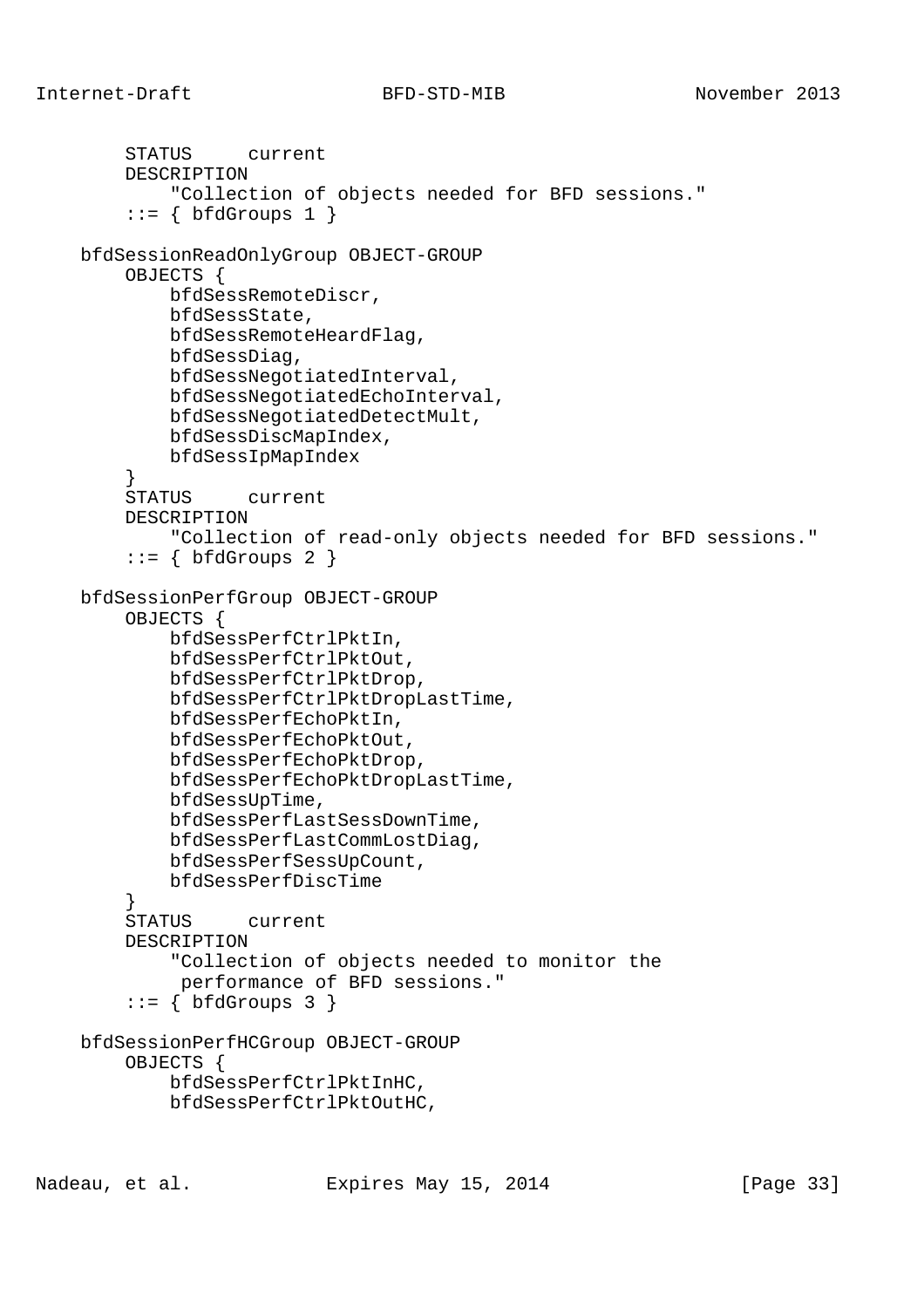```
        STATUS     current
        DESCRIPTION
            "Collection of objects needed for BFD sessions."
        ::= { bfdGroups 1 }

    bfdSessionReadOnlyGroup OBJECT-GROUP
        OBJECTS {
            bfdSessRemoteDiscr,
            bfdSessState,
            bfdSessRemoteHeardFlag,
            bfdSessDiag,
            bfdSessNegotiatedInterval,
            bfdSessNegotiatedEchoInterval,
            bfdSessNegotiatedDetectMult,
            bfdSessDiscMapIndex,
            bfdSessIpMapIndex
        }
        STATUS     current
        DESCRIPTION
            "Collection of read-only objects needed for BFD sessions."
        ::= { bfdGroups 2 }

    bfdSessionPerfGroup OBJECT-GROUP
        OBJECTS {
            bfdSessPerfCtrlPktIn,
            bfdSessPerfCtrlPktOut,
            bfdSessPerfCtrlPktDrop,
            bfdSessPerfCtrlPktDropLastTime,
            bfdSessPerfEchoPktIn,
            bfdSessPerfEchoPktOut,
            bfdSessPerfEchoPktDrop,
            bfdSessPerfEchoPktDropLastTime,
            bfdSessUpTime,
            bfdSessPerfLastSessDownTime,
            bfdSessPerfLastCommLostDiag,
            bfdSessPerfSessUpCount,
            bfdSessPerfDiscTime
        }
        STATUS     current
        DESCRIPTION
            "Collection of objects needed to monitor the
             performance of BFD sessions."
        ::= { bfdGroups 3 }

    bfdSessionPerfHCGroup OBJECT-GROUP
        OBJECTS {
            bfdSessPerfCtrlPktInHC,
            bfdSessPerfCtrlPktOutHC,
```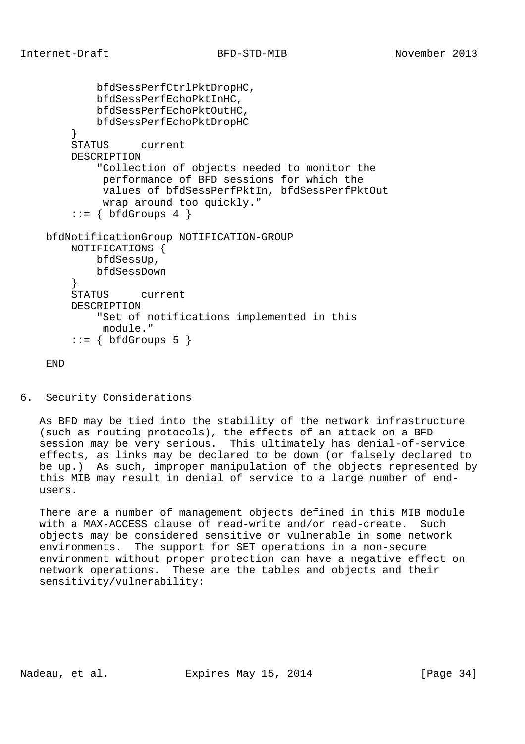```
            bfdSessPerfCtrlPktDropHC,
            bfdSessPerfEchoPktInHC,
            bfdSessPerfEchoPktOutHC,
            bfdSessPerfEchoPktDropHC
        }
        STATUS     current
        DESCRIPTION
            "Collection of objects needed to monitor the
             performance of BFD sessions for which the
             values of bfdSessPerfPktIn, bfdSessPerfPktOut
             wrap around too quickly."
        ::= { bfdGroups 4 }

    bfdNotificationGroup NOTIFICATION-GROUP
        NOTIFICATIONS {
            bfdSessUp,
            bfdSessDown
        }
        STATUS     current
        DESCRIPTION
            "Set of notifications implemented in this
             module."
        ::= { bfdGroups 5 }

    END
```

## 6. Security Considerations

As BFD may be tied into the stability of the network infrastructure (such as routing protocols), the effects of an attack on a BFD session may be very serious. This ultimately has denial-of-service effects, as links may be declared to be down (or falsely declared to be up.) As such, improper manipulation of the objects represented by this MIB may result in denial of service to a large number of end-users.

There are a number of management objects defined in this MIB module with a MAX-ACCESS clause of read-write and/or read-create. Such objects may be considered sensitive or vulnerable in some network environments. The support for SET operations in a non-secure environment without proper protection can have a negative effect on network operations. These are the tables and objects and their sensitivity/vulnerability: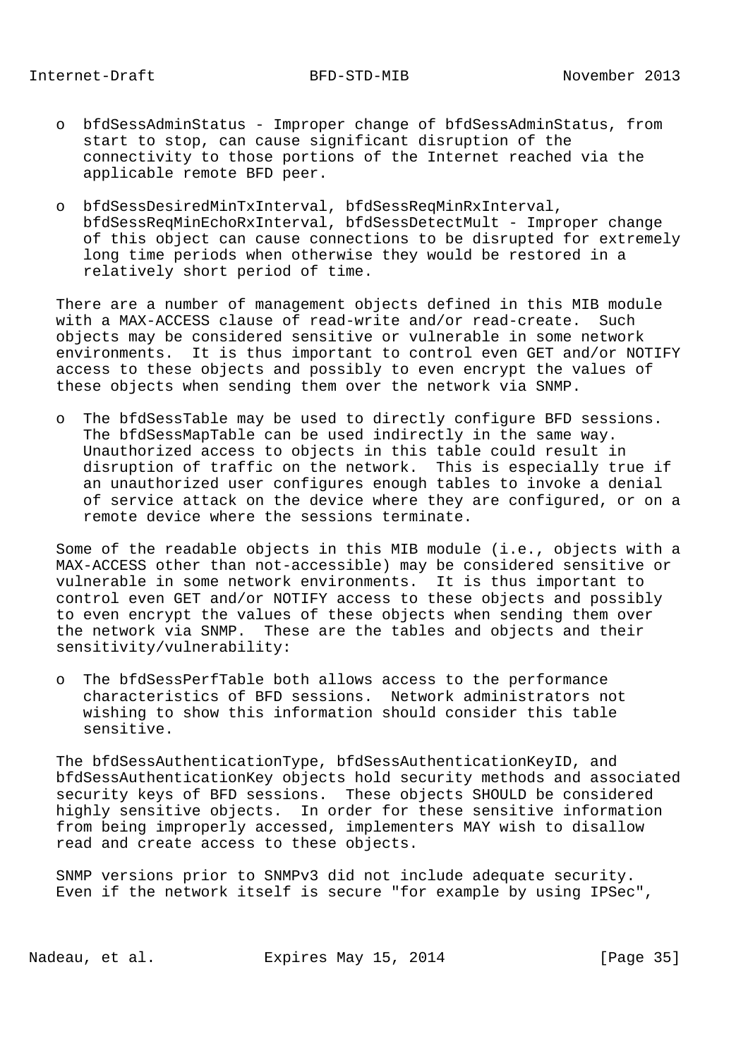- o bfdSessAdminStatus - Improper change of bfdSessAdminStatus, from start to stop, can cause significant disruption of the connectivity to those portions of the Internet reached via the applicable remote BFD peer.

- o bfdSessDesiredMinTxInterval, bfdSessReqMinRxInterval, bfdSessReqMinEchoRxInterval, bfdSessDetectMult - Improper change of this object can cause connections to be disrupted for extremely long time periods when otherwise they would be restored in a relatively short period of time.

There are a number of management objects defined in this MIB module with a MAX-ACCESS clause of read-write and/or read-create. Such objects may be considered sensitive or vulnerable in some network environments. It is thus important to control even GET and/or NOTIFY access to these objects and possibly to even encrypt the values of these objects when sending them over the network via SNMP.

- o The bfdSessTable may be used to directly configure BFD sessions. The bfdSessMapTable can be used indirectly in the same way. Unauthorized access to objects in this table could result in disruption of traffic on the network. This is especially true if an unauthorized user configures enough tables to invoke a denial of service attack on the device where they are configured, or on a remote device where the sessions terminate.

Some of the readable objects in this MIB module (i.e., objects with a MAX-ACCESS other than not-accessible) may be considered sensitive or vulnerable in some network environments. It is thus important to control even GET and/or NOTIFY access to these objects and possibly to even encrypt the values of these objects when sending them over the network via SNMP. These are the tables and objects and their sensitivity/vulnerability:

- o The bfdSessPerfTable both allows access to the performance characteristics of BFD sessions. Network administrators not wishing to show this information should consider this table sensitive.

The bfdSessAuthenticationType, bfdSessAuthenticationKeyID, and bfdSessAuthenticationKey objects hold security methods and associated security keys of BFD sessions. These objects SHOULD be considered highly sensitive objects. In order for these sensitive information from being improperly accessed, implementers MAY wish to disallow read and create access to these objects.

SNMP versions prior to SNMPv3 did not include adequate security. Even if the network itself is secure "for example by using IPSec",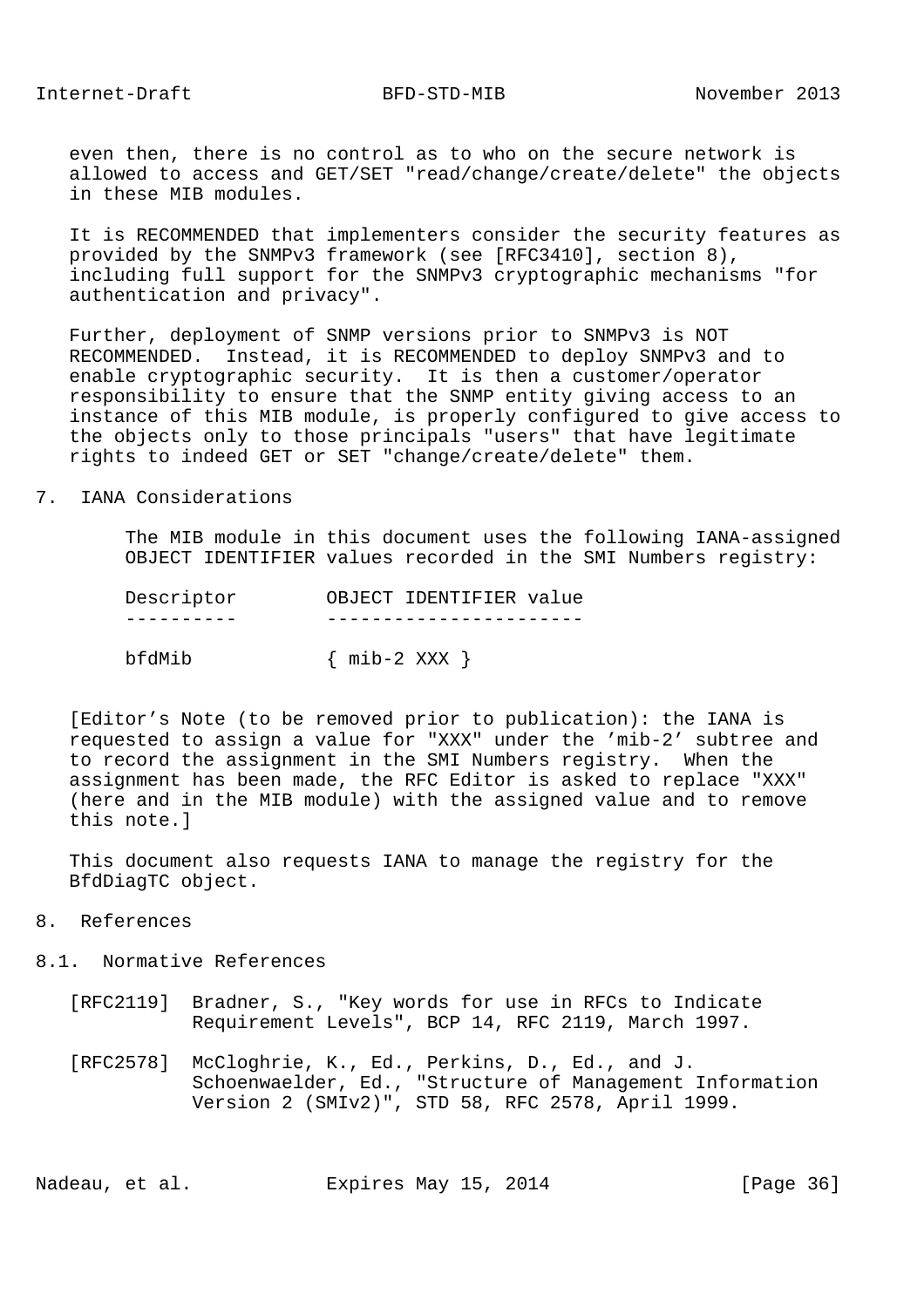even then, there is no control as to who on the secure network is allowed to access and GET/SET "read/change/create/delete" the objects in these MIB modules.

It is RECOMMENDED that implementers consider the security features as provided by the SNMPv3 framework (see [RFC3410], section 8), including full support for the SNMPv3 cryptographic mechanisms "for authentication and privacy".

Further, deployment of SNMP versions prior to SNMPv3 is NOT RECOMMENDED. Instead, it is RECOMMENDED to deploy SNMPv3 and to enable cryptographic security. It is then a customer/operator responsibility to ensure that the SNMP entity giving access to an instance of this MIB module, is properly configured to give access to the objects only to those principals "users" that have legitimate rights to indeed GET or SET "change/create/delete" them.

## 7. IANA Considerations

The MIB module in this document uses the following IANA-assigned OBJECT IDENTIFIER values recorded in the SMI Numbers registry:

| Descriptor | OBJECT IDENTIFIER value |
|---|---|
| bfdMib | { mib-2 XXX } |

[Editor's Note (to be removed prior to publication): the IANA is requested to assign a value for "XXX" under the 'mib-2' subtree and to record the assignment in the SMI Numbers registry. When the assignment has been made, the RFC Editor is asked to replace "XXX" (here and in the MIB module) with the assigned value and to remove this note.]

This document also requests IANA to manage the registry for the BfdDiagTC object.

## 8. References

### 8.1. Normative References

[RFC2119] Bradner, S., "Key words for use in RFCs to Indicate Requirement Levels", BCP 14, RFC 2119, March 1997.

[RFC2578] McCloghrie, K., Ed., Perkins, D., Ed., and J. Schoenwaelder, Ed., "Structure of Management Information Version 2 (SMIv2)", STD 58, RFC 2578, April 1999.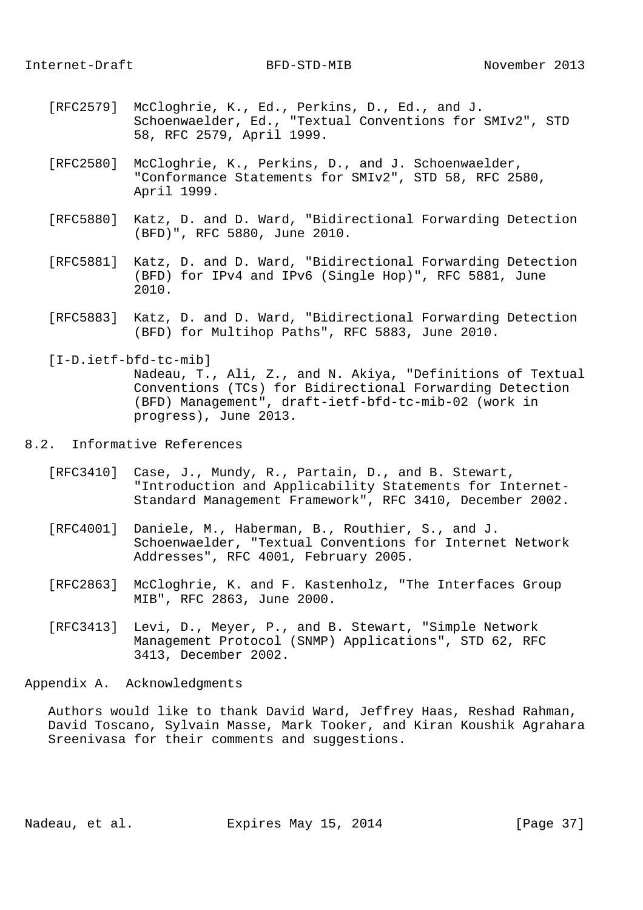[RFC2579] McCloghrie, K., Ed., Perkins, D., Ed., and J. Schoenwaelder, Ed., "Textual Conventions for SMIv2", STD 58, RFC 2579, April 1999.

[RFC2580] McCloghrie, K., Perkins, D., and J. Schoenwaelder, "Conformance Statements for SMIv2", STD 58, RFC 2580, April 1999.

[RFC5880] Katz, D. and D. Ward, "Bidirectional Forwarding Detection (BFD)", RFC 5880, June 2010.

[RFC5881] Katz, D. and D. Ward, "Bidirectional Forwarding Detection (BFD) for IPv4 and IPv6 (Single Hop)", RFC 5881, June 2010.

[RFC5883] Katz, D. and D. Ward, "Bidirectional Forwarding Detection (BFD) for Multihop Paths", RFC 5883, June 2010.

[I-D.ietf-bfd-tc-mib] Nadeau, T., Ali, Z., and N. Akiya, "Definitions of Textual Conventions (TCs) for Bidirectional Forwarding Detection (BFD) Management", draft-ietf-bfd-tc-mib-02 (work in progress), June 2013.

## 8.2. Informative References

[RFC3410] Case, J., Mundy, R., Partain, D., and B. Stewart, "Introduction and Applicability Statements for Internet-Standard Management Framework", RFC 3410, December 2002.

[RFC4001] Daniele, M., Haberman, B., Routhier, S., and J. Schoenwaelder, "Textual Conventions for Internet Network Addresses", RFC 4001, February 2005.

[RFC2863] McCloghrie, K. and F. Kastenholz, "The Interfaces Group MIB", RFC 2863, June 2000.

[RFC3413] Levi, D., Meyer, P., and B. Stewart, "Simple Network Management Protocol (SNMP) Applications", STD 62, RFC 3413, December 2002.

# Appendix A. Acknowledgments

Authors would like to thank David Ward, Jeffrey Haas, Reshad Rahman, David Toscano, Sylvain Masse, Mark Tooker, and Kiran Koushik Agrahara Sreenivasa for their comments and suggestions.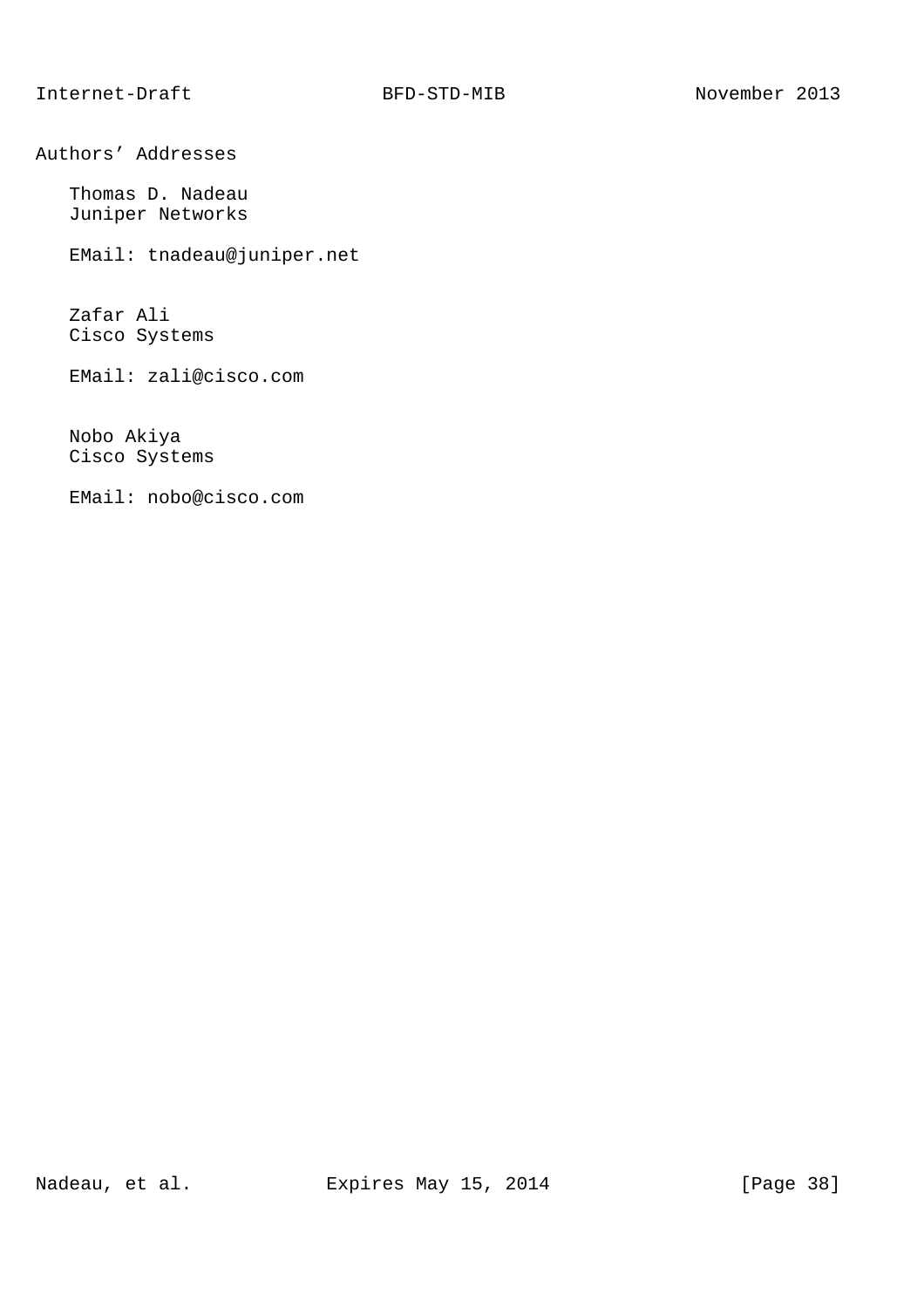## Authors' Addresses

Thomas D. Nadeau
Juniper Networks

EMail: tnadeau@juniper.net

Zafar Ali
Cisco Systems

EMail: zali@cisco.com

Nobo Akiya
Cisco Systems

EMail: nobo@cisco.com